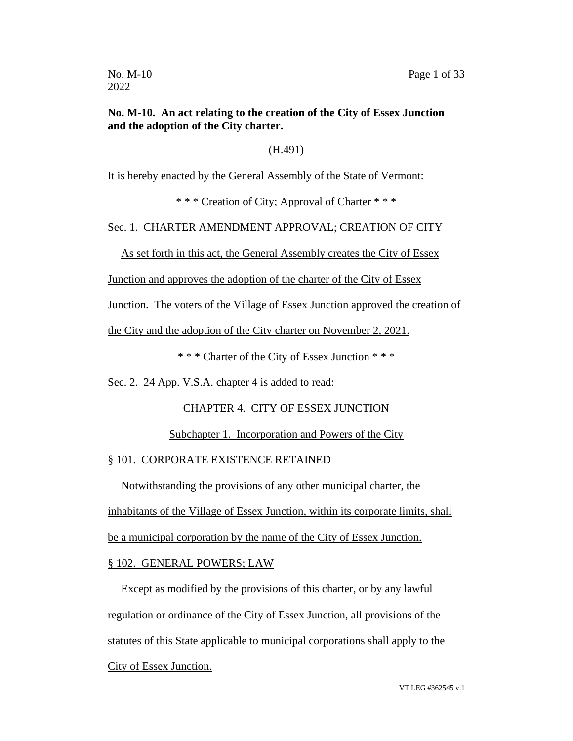**No. M-10. An act relating to the creation of the City of Essex Junction and the adoption of the City charter.**

(H.491)

It is hereby enacted by the General Assembly of the State of Vermont:

\* \* \* Creation of City; Approval of Charter \* \* \*

Sec. 1. CHARTER AMENDMENT APPROVAL; CREATION OF CITY

As set forth in this act, the General Assembly creates the City of Essex Junction and approves the adoption of the charter of the City of Essex Junction. The voters of the Village of Essex Junction approved the creation of the City and the adoption of the City charter on November 2, 2021.

\* \* \* Charter of the City of Essex Junction \* \* \*

Sec. 2. 24 App. V.S.A. chapter 4 is added to read:

CHAPTER 4. CITY OF ESSEX JUNCTION

Subchapter 1. Incorporation and Powers of the City

§ 101. CORPORATE EXISTENCE RETAINED

Notwithstanding the provisions of any other municipal charter, the inhabitants of the Village of Essex Junction, within its corporate limits, shall be a municipal corporation by the name of the City of Essex Junction.

§ 102. GENERAL POWERS; LAW

Except as modified by the provisions of this charter, or by any lawful regulation or ordinance of the City of Essex Junction, all provisions of the statutes of this State applicable to municipal corporations shall apply to the City of Essex Junction.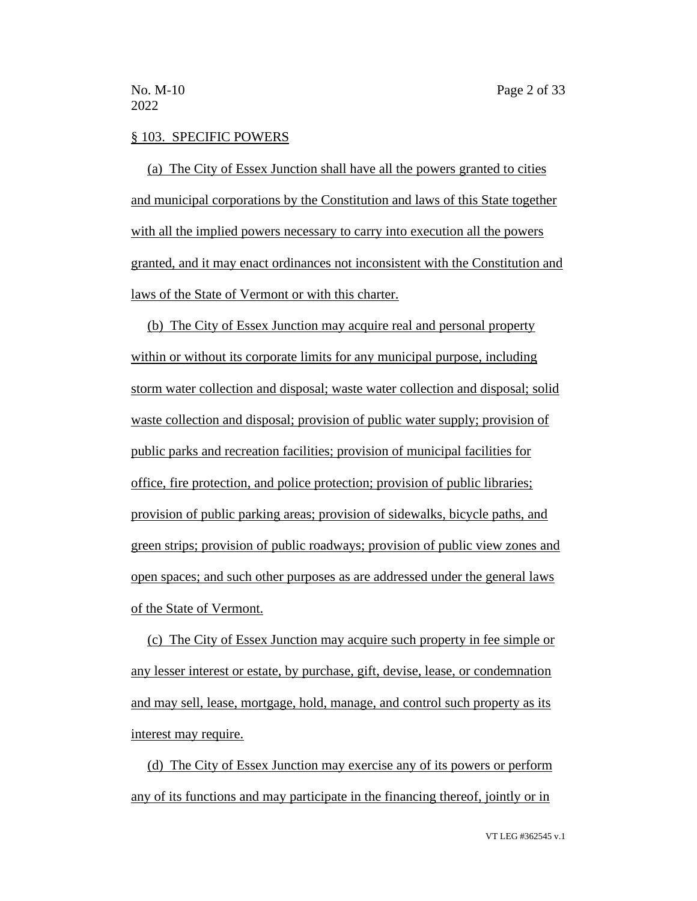§ 103. SPECIFIC POWERS

(a) The City of Essex Junction shall have all the powers granted to cities and municipal corporations by the Constitution and laws of this State together with all the implied powers necessary to carry into execution all the powers granted, and it may enact ordinances not inconsistent with the Constitution and laws of the State of Vermont or with this charter.

(b) The City of Essex Junction may acquire real and personal property within or without its corporate limits for any municipal purpose, including storm water collection and disposal; waste water collection and disposal; solid waste collection and disposal; provision of public water supply; provision of public parks and recreation facilities; provision of municipal facilities for office, fire protection, and police protection; provision of public libraries; provision of public parking areas; provision of sidewalks, bicycle paths, and green strips; provision of public roadways; provision of public view zones and open spaces; and such other purposes as are addressed under the general laws of the State of Vermont.

(c) The City of Essex Junction may acquire such property in fee simple or any lesser interest or estate, by purchase, gift, devise, lease, or condemnation and may sell, lease, mortgage, hold, manage, and control such property as its interest may require.

(d) The City of Essex Junction may exercise any of its powers or perform any of its functions and may participate in the financing thereof, jointly or in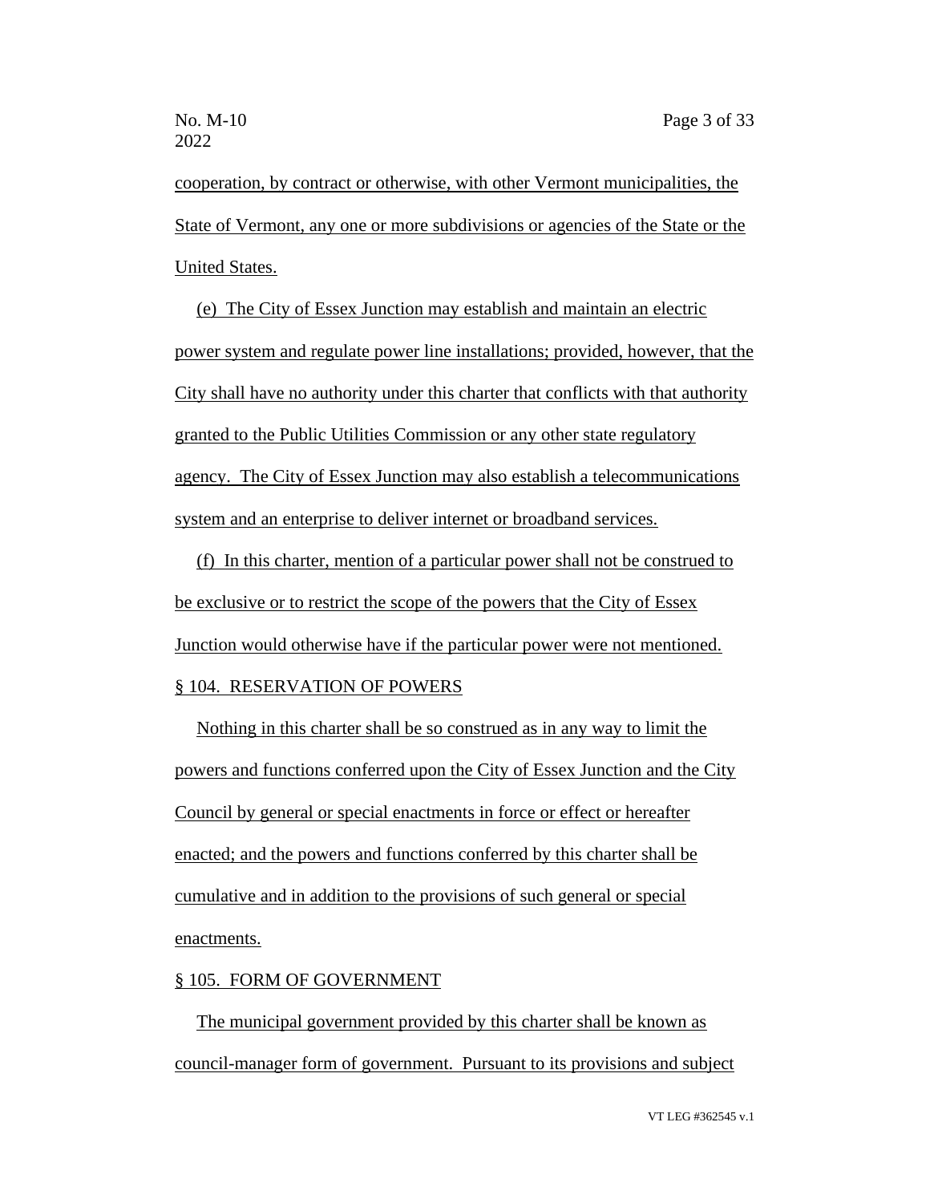cooperation, by contract or otherwise, with other Vermont municipalities, the State of Vermont, any one or more subdivisions or agencies of the State or the United States.

(e) The City of Essex Junction may establish and maintain an electric power system and regulate power line installations; provided, however, that the City shall have no authority under this charter that conflicts with that authority granted to the Public Utilities Commission or any other state regulatory agency. The City of Essex Junction may also establish a telecommunications system and an enterprise to deliver internet or broadband services.

(f) In this charter, mention of a particular power shall not be construed to be exclusive or to restrict the scope of the powers that the City of Essex Junction would otherwise have if the particular power were not mentioned.

§ 104. RESERVATION OF POWERS

Nothing in this charter shall be so construed as in any way to limit the powers and functions conferred upon the City of Essex Junction and the City Council by general or special enactments in force or effect or hereafter enacted; and the powers and functions conferred by this charter shall be cumulative and in addition to the provisions of such general or special enactments.

§ 105. FORM OF GOVERNMENT

The municipal government provided by this charter shall be known as council-manager form of government. Pursuant to its provisions and subject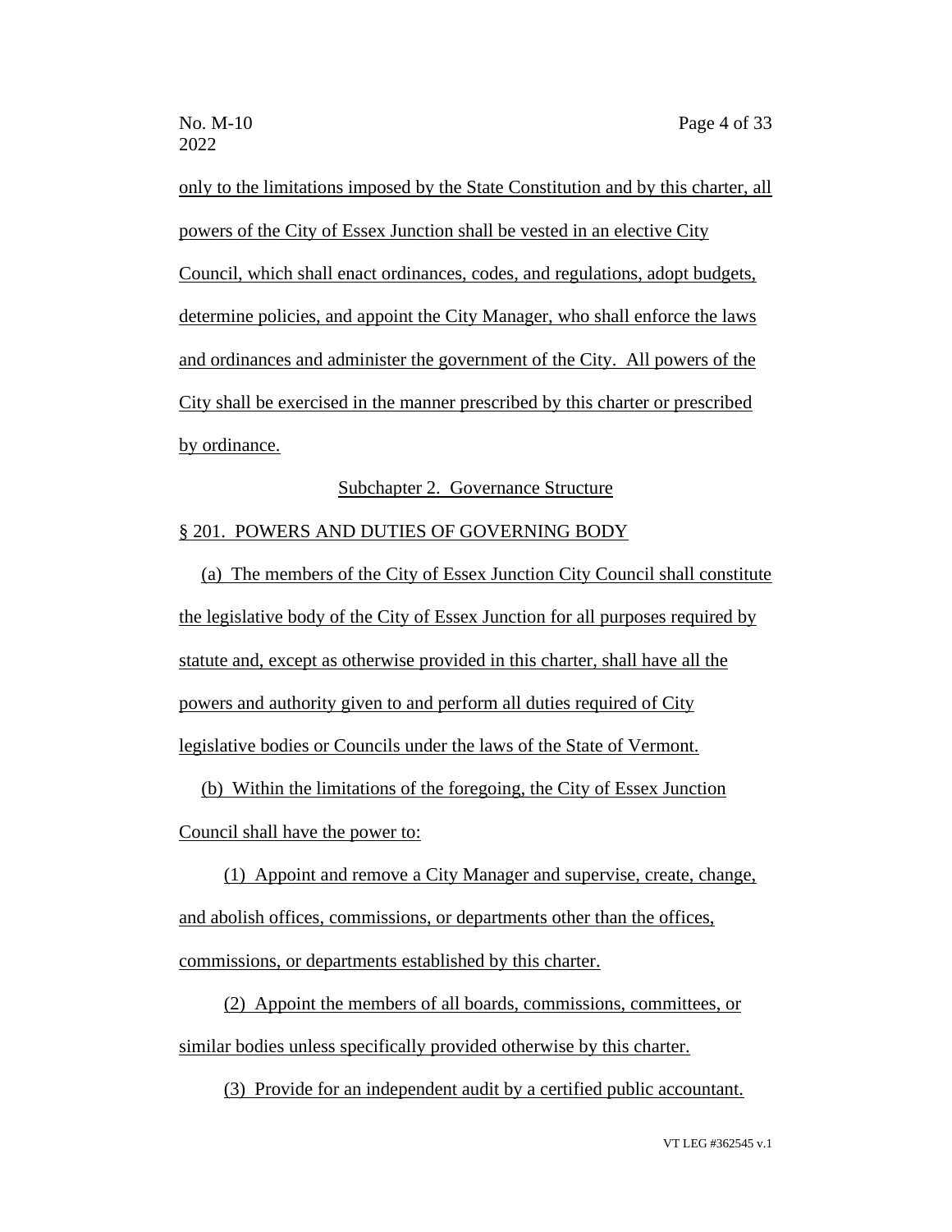only to the limitations imposed by the State Constitution and by this charter, all powers of the City of Essex Junction shall be vested in an elective City Council, which shall enact ordinances, codes, and regulations, adopt budgets, determine policies, and appoint the City Manager, who shall enforce the laws and ordinances and administer the government of the City. All powers of the City shall be exercised in the manner prescribed by this charter or prescribed by ordinance.

Subchapter 2. Governance Structure

§ 201. POWERS AND DUTIES OF GOVERNING BODY

(a) The members of the City of Essex Junction City Council shall constitute the legislative body of the City of Essex Junction for all purposes required by statute and, except as otherwise provided in this charter, shall have all the powers and authority given to and perform all duties required of City legislative bodies or Councils under the laws of the State of Vermont.

(b) Within the limitations of the foregoing, the City of Essex Junction Council shall have the power to:

(1) Appoint and remove a City Manager and supervise, create, change, and abolish offices, commissions, or departments other than the offices, commissions, or departments established by this charter.

(2) Appoint the members of all boards, commissions, committees, or similar bodies unless specifically provided otherwise by this charter.

(3) Provide for an independent audit by a certified public accountant.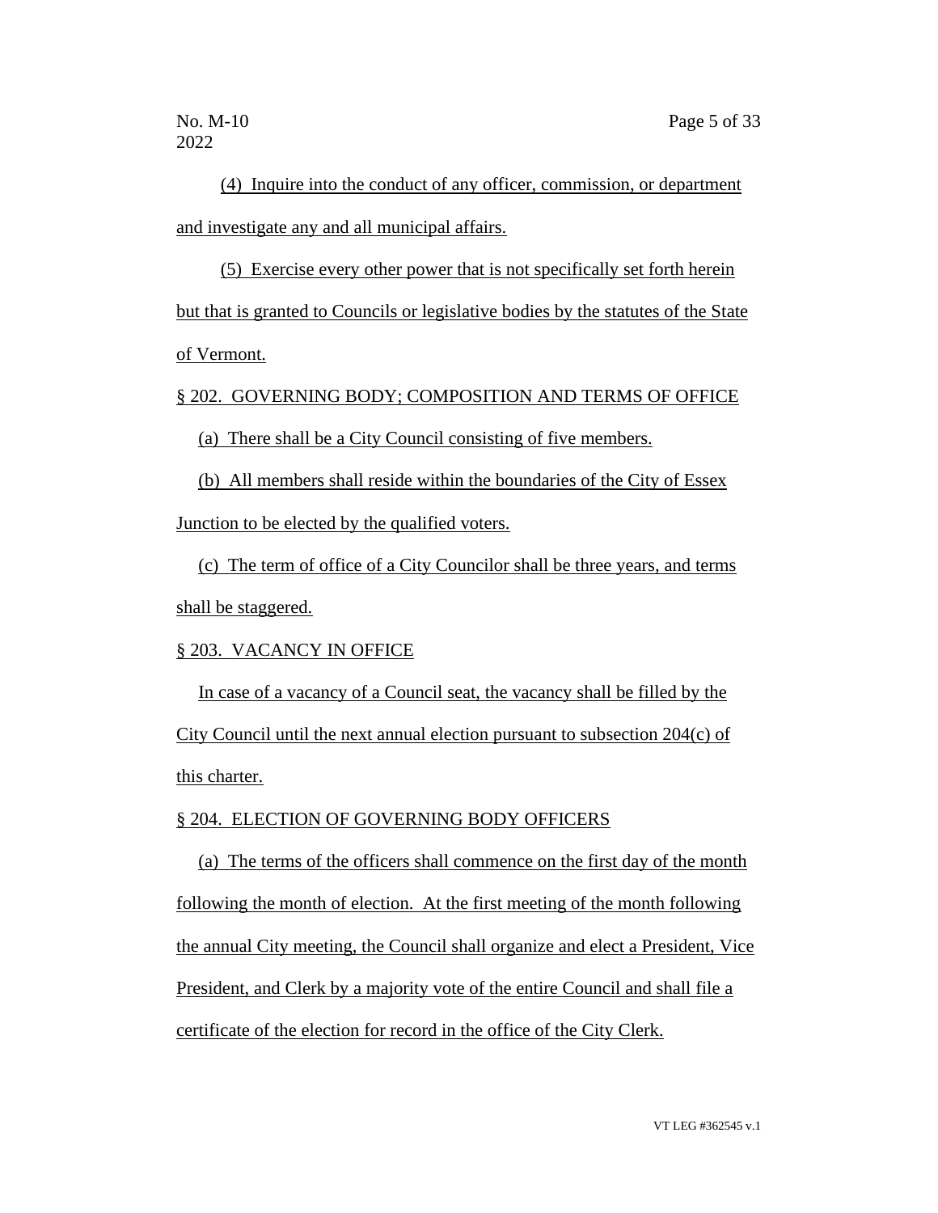(4) Inquire into the conduct of any officer, commission, or department and investigate any and all municipal affairs.

(5) Exercise every other power that is not specifically set forth herein but that is granted to Councils or legislative bodies by the statutes of the State of Vermont.

§ 202. GOVERNING BODY; COMPOSITION AND TERMS OF OFFICE

(a) There shall be a City Council consisting of five members.

(b) All members shall reside within the boundaries of the City of Essex Junction to be elected by the qualified voters.

(c) The term of office of a City Councilor shall be three years, and terms shall be staggered.

§ 203. VACANCY IN OFFICE

In case of a vacancy of a Council seat, the vacancy shall be filled by the City Council until the next annual election pursuant to subsection 204(c) of this charter.

§ 204. ELECTION OF GOVERNING BODY OFFICERS

(a) The terms of the officers shall commence on the first day of the month following the month of election. At the first meeting of the month following the annual City meeting, the Council shall organize and elect a President, Vice President, and Clerk by a majority vote of the entire Council and shall file a certificate of the election for record in the office of the City Clerk.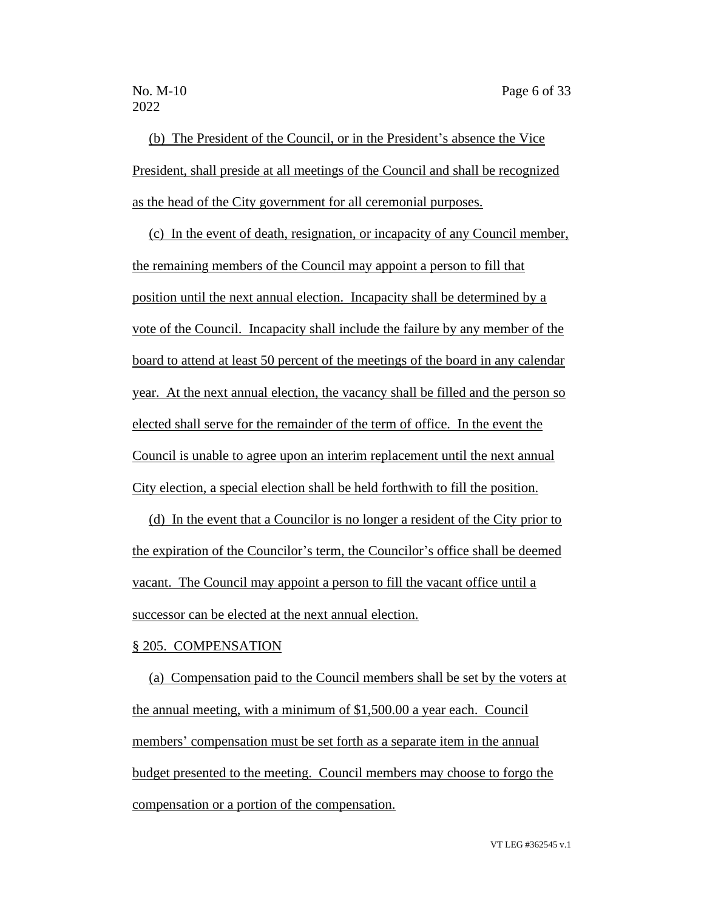(b) The President of the Council, or in the President's absence the Vice President, shall preside at all meetings of the Council and shall be recognized as the head of the City government for all ceremonial purposes.

(c) In the event of death, resignation, or incapacity of any Council member, the remaining members of the Council may appoint a person to fill that position until the next annual election. Incapacity shall be determined by a vote of the Council. Incapacity shall include the failure by any member of the board to attend at least 50 percent of the meetings of the board in any calendar year. At the next annual election, the vacancy shall be filled and the person so elected shall serve for the remainder of the term of office. In the event the Council is unable to agree upon an interim replacement until the next annual City election, a special election shall be held forthwith to fill the position.

(d) In the event that a Councilor is no longer a resident of the City prior to the expiration of the Councilor's term, the Councilor's office shall be deemed vacant. The Council may appoint a person to fill the vacant office until a successor can be elected at the next annual election.

§ 205. COMPENSATION

(a) Compensation paid to the Council members shall be set by the voters at the annual meeting, with a minimum of $1,500.00 a year each. Council members' compensation must be set forth as a separate item in the annual budget presented to the meeting. Council members may choose to forgo the compensation or a portion of the compensation.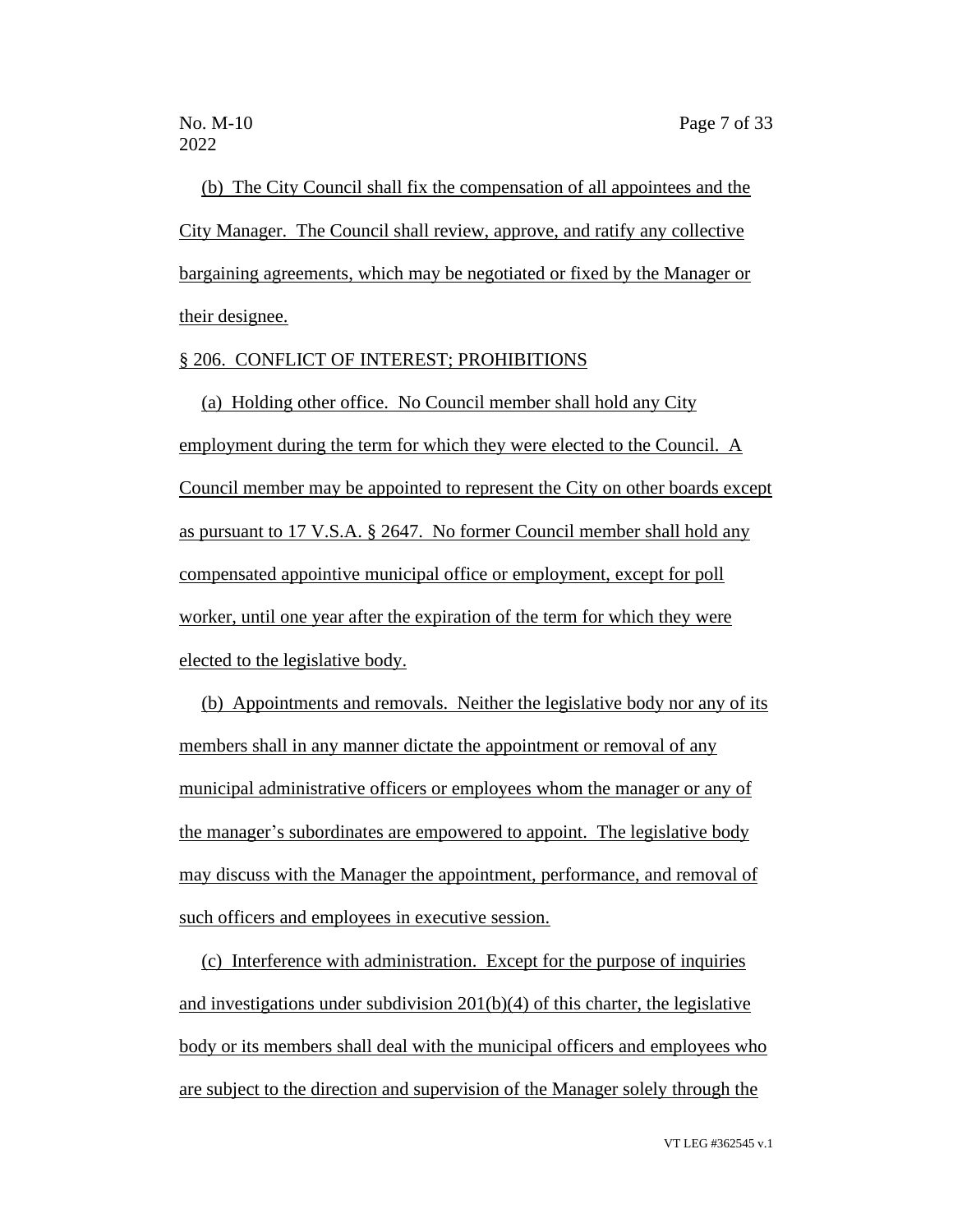(b) The City Council shall fix the compensation of all appointees and the City Manager. The Council shall review, approve, and ratify any collective bargaining agreements, which may be negotiated or fixed by the Manager or their designee.

§ 206. CONFLICT OF INTEREST; PROHIBITIONS

(a) Holding other office. No Council member shall hold any City employment during the term for which they were elected to the Council. A Council member may be appointed to represent the City on other boards except as pursuant to 17 V.S.A. § 2647. No former Council member shall hold any compensated appointive municipal office or employment, except for poll worker, until one year after the expiration of the term for which they were elected to the legislative body.

(b) Appointments and removals. Neither the legislative body nor any of its members shall in any manner dictate the appointment or removal of any municipal administrative officers or employees whom the manager or any of the manager's subordinates are empowered to appoint. The legislative body may discuss with the Manager the appointment, performance, and removal of such officers and employees in executive session.

(c) Interference with administration. Except for the purpose of inquiries and investigations under subdivision 201(b)(4) of this charter, the legislative body or its members shall deal with the municipal officers and employees who are subject to the direction and supervision of the Manager solely through the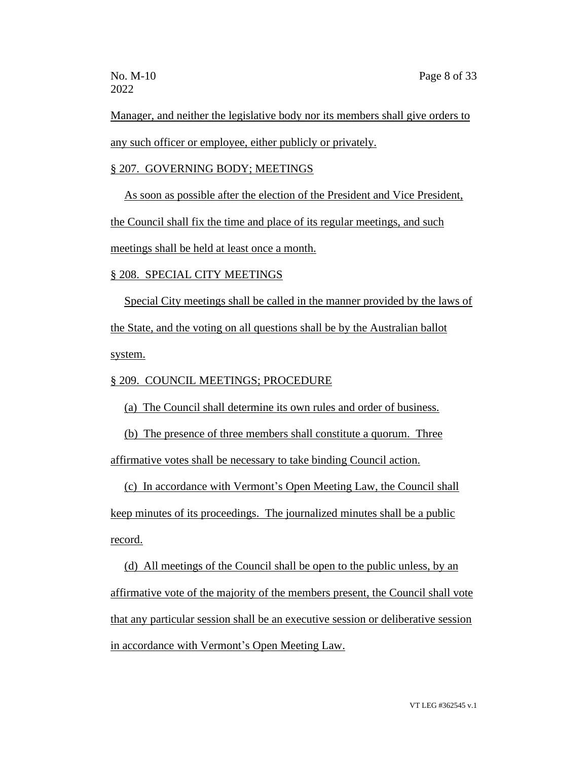Manager, and neither the legislative body nor its members shall give orders to any such officer or employee, either publicly or privately.

§ 207. GOVERNING BODY; MEETINGS

As soon as possible after the election of the President and Vice President, the Council shall fix the time and place of its regular meetings, and such meetings shall be held at least once a month.

§ 208. SPECIAL CITY MEETINGS

Special City meetings shall be called in the manner provided by the laws of the State, and the voting on all questions shall be by the Australian ballot system.

§ 209. COUNCIL MEETINGS; PROCEDURE

(a) The Council shall determine its own rules and order of business.

(b) The presence of three members shall constitute a quorum. Three affirmative votes shall be necessary to take binding Council action.

(c) In accordance with Vermont's Open Meeting Law, the Council shall keep minutes of its proceedings. The journalized minutes shall be a public record.

(d) All meetings of the Council shall be open to the public unless, by an affirmative vote of the majority of the members present, the Council shall vote that any particular session shall be an executive session or deliberative session in accordance with Vermont's Open Meeting Law.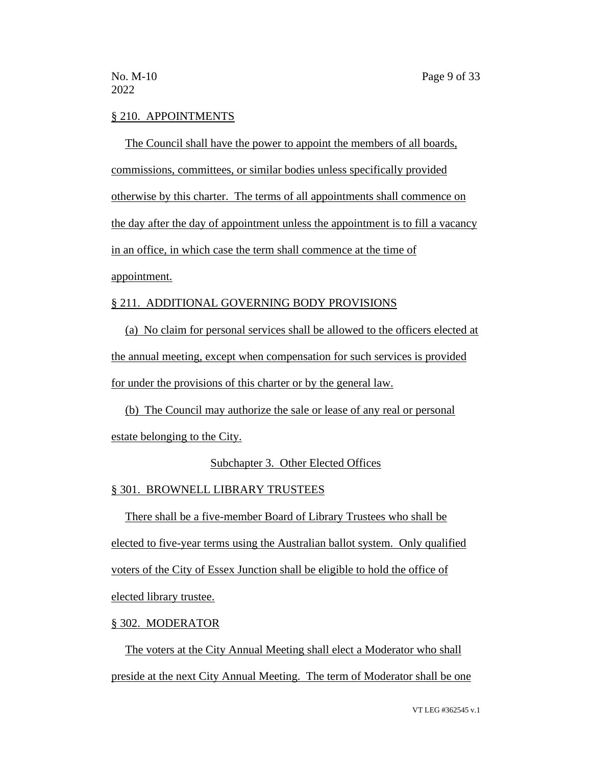§ 210. APPOINTMENTS

The Council shall have the power to appoint the members of all boards, commissions, committees, or similar bodies unless specifically provided otherwise by this charter. The terms of all appointments shall commence on the day after the day of appointment unless the appointment is to fill a vacancy in an office, in which case the term shall commence at the time of appointment.

§ 211. ADDITIONAL GOVERNING BODY PROVISIONS

(a) No claim for personal services shall be allowed to the officers elected at the annual meeting, except when compensation for such services is provided for under the provisions of this charter or by the general law.

(b) The Council may authorize the sale or lease of any real or personal estate belonging to the City.

Subchapter 3. Other Elected Offices

§ 301. BROWNELL LIBRARY TRUSTEES

There shall be a five-member Board of Library Trustees who shall be elected to five-year terms using the Australian ballot system. Only qualified voters of the City of Essex Junction shall be eligible to hold the office of elected library trustee.

§ 302. MODERATOR

The voters at the City Annual Meeting shall elect a Moderator who shall preside at the next City Annual Meeting. The term of Moderator shall be one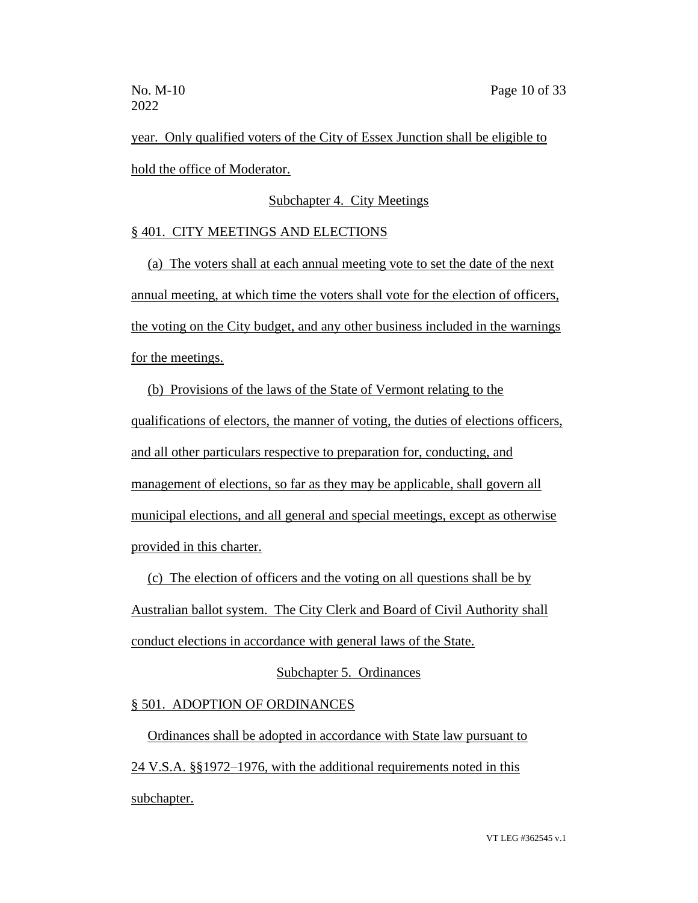year. Only qualified voters of the City of Essex Junction shall be eligible to hold the office of Moderator.

Subchapter 4. City Meetings

§ 401. CITY MEETINGS AND ELECTIONS

(a) The voters shall at each annual meeting vote to set the date of the next annual meeting, at which time the voters shall vote for the election of officers, the voting on the City budget, and any other business included in the warnings for the meetings.

(b) Provisions of the laws of the State of Vermont relating to the qualifications of electors, the manner of voting, the duties of elections officers, and all other particulars respective to preparation for, conducting, and management of elections, so far as they may be applicable, shall govern all municipal elections, and all general and special meetings, except as otherwise provided in this charter.

(c) The election of officers and the voting on all questions shall be by Australian ballot system. The City Clerk and Board of Civil Authority shall conduct elections in accordance with general laws of the State.

Subchapter 5. Ordinances

§ 501. ADOPTION OF ORDINANCES

Ordinances shall be adopted in accordance with State law pursuant to 24 V.S.A. §§1972–1976, with the additional requirements noted in this subchapter.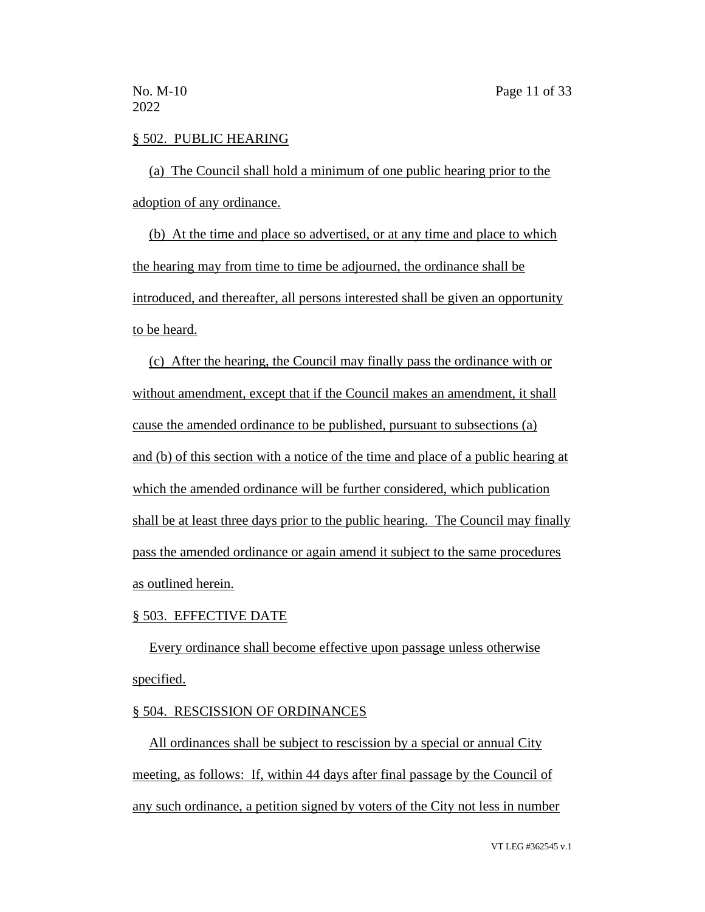§ 502. PUBLIC HEARING

(a) The Council shall hold a minimum of one public hearing prior to the adoption of any ordinance.

(b) At the time and place so advertised, or at any time and place to which the hearing may from time to time be adjourned, the ordinance shall be introduced, and thereafter, all persons interested shall be given an opportunity to be heard.

(c) After the hearing, the Council may finally pass the ordinance with or without amendment, except that if the Council makes an amendment, it shall cause the amended ordinance to be published, pursuant to subsections (a) and (b) of this section with a notice of the time and place of a public hearing at which the amended ordinance will be further considered, which publication shall be at least three days prior to the public hearing. The Council may finally pass the amended ordinance or again amend it subject to the same procedures as outlined herein.

§ 503. EFFECTIVE DATE

Every ordinance shall become effective upon passage unless otherwise specified.

§ 504. RESCISSION OF ORDINANCES

All ordinances shall be subject to rescission by a special or annual City meeting, as follows: If, within 44 days after final passage by the Council of any such ordinance, a petition signed by voters of the City not less in number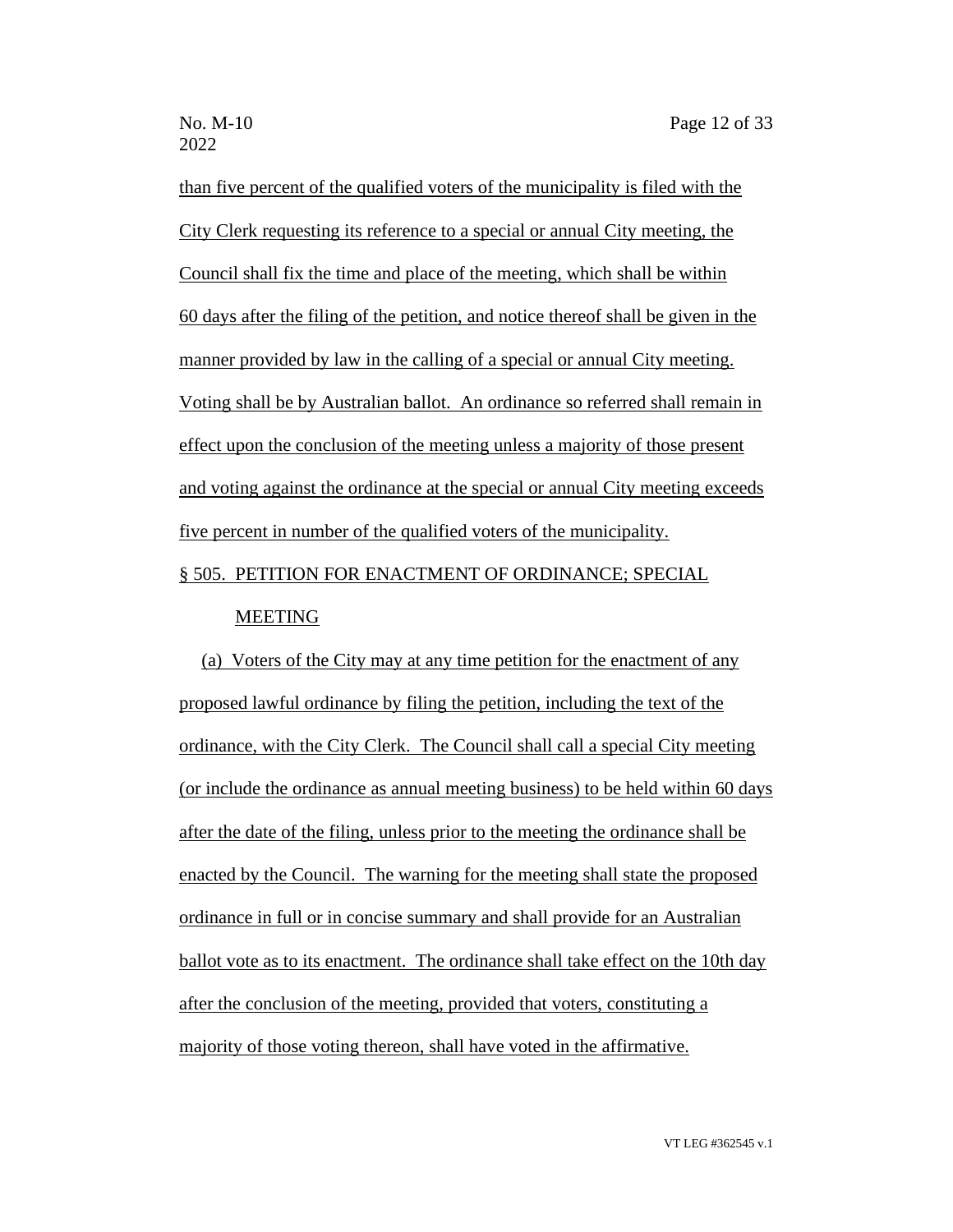than five percent of the qualified voters of the municipality is filed with the City Clerk requesting its reference to a special or annual City meeting, the Council shall fix the time and place of the meeting, which shall be within 60 days after the filing of the petition, and notice thereof shall be given in the manner provided by law in the calling of a special or annual City meeting. Voting shall be by Australian ballot. An ordinance so referred shall remain in effect upon the conclusion of the meeting unless a majority of those present and voting against the ordinance at the special or annual City meeting exceeds five percent in number of the qualified voters of the municipality.

§ 505. PETITION FOR ENACTMENT OF ORDINANCE; SPECIAL MEETING

(a) Voters of the City may at any time petition for the enactment of any proposed lawful ordinance by filing the petition, including the text of the ordinance, with the City Clerk. The Council shall call a special City meeting (or include the ordinance as annual meeting business) to be held within 60 days after the date of the filing, unless prior to the meeting the ordinance shall be enacted by the Council. The warning for the meeting shall state the proposed ordinance in full or in concise summary and shall provide for an Australian ballot vote as to its enactment. The ordinance shall take effect on the 10th day after the conclusion of the meeting, provided that voters, constituting a majority of those voting thereon, shall have voted in the affirmative.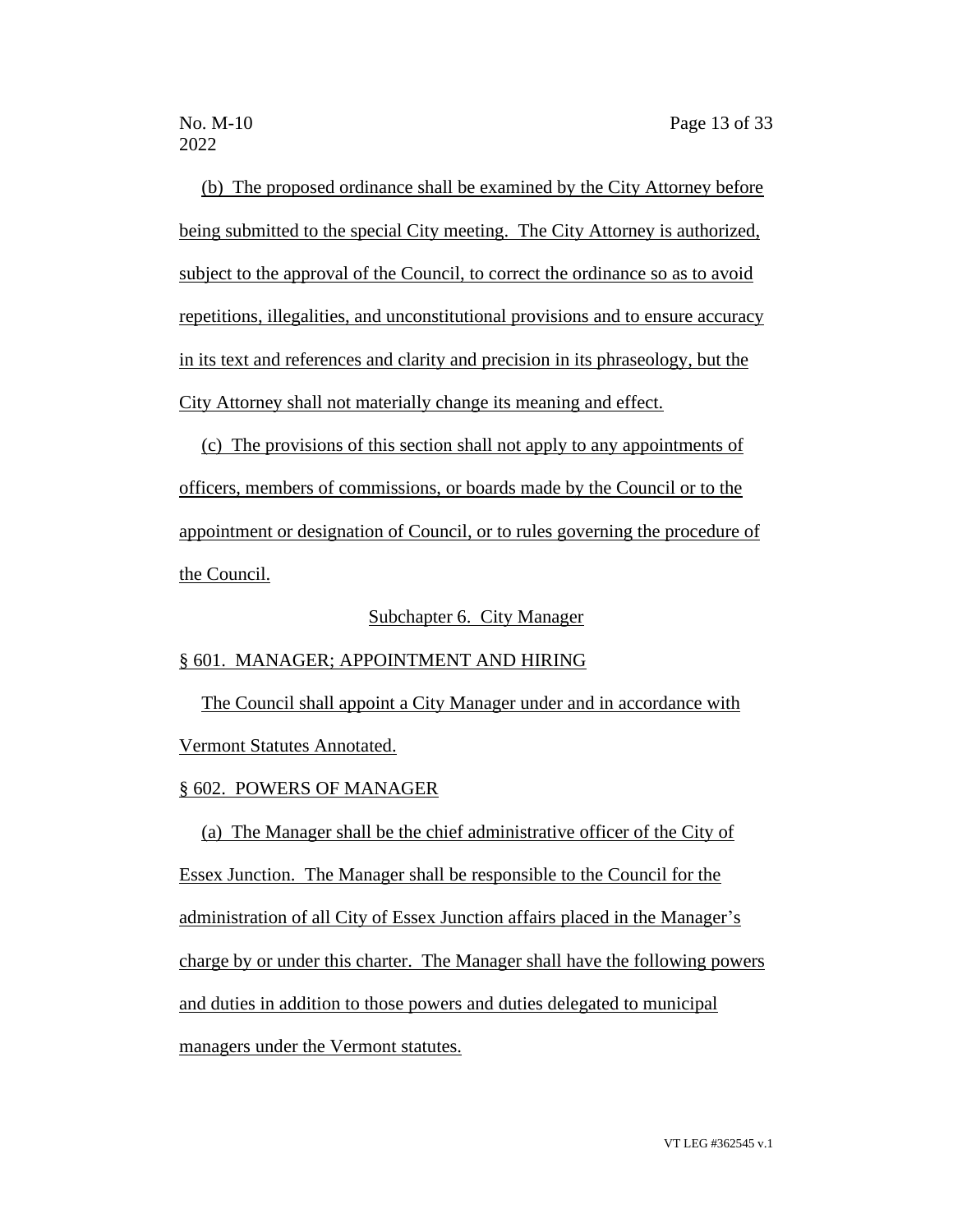(b) The proposed ordinance shall be examined by the City Attorney before being submitted to the special City meeting. The City Attorney is authorized, subject to the approval of the Council, to correct the ordinance so as to avoid repetitions, illegalities, and unconstitutional provisions and to ensure accuracy in its text and references and clarity and precision in its phraseology, but the City Attorney shall not materially change its meaning and effect.

(c) The provisions of this section shall not apply to any appointments of officers, members of commissions, or boards made by the Council or to the appointment or designation of Council, or to rules governing the procedure of the Council.

## Subchapter 6. City Manager

### § 601. MANAGER; APPOINTMENT AND HIRING

The Council shall appoint a City Manager under and in accordance with Vermont Statutes Annotated.

### § 602. POWERS OF MANAGER

(a) The Manager shall be the chief administrative officer of the City of Essex Junction. The Manager shall be responsible to the Council for the administration of all City of Essex Junction affairs placed in the Manager's charge by or under this charter. The Manager shall have the following powers and duties in addition to those powers and duties delegated to municipal managers under the Vermont statutes.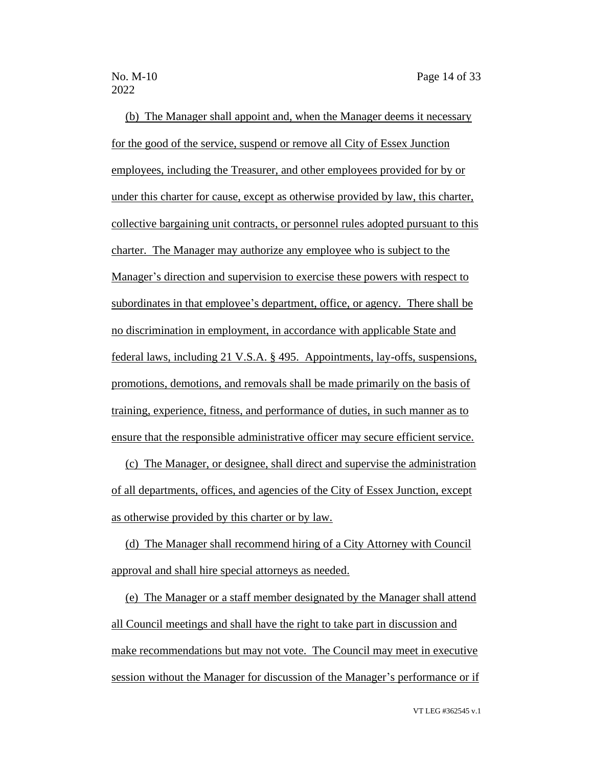(b) The Manager shall appoint and, when the Manager deems it necessary for the good of the service, suspend or remove all City of Essex Junction employees, including the Treasurer, and other employees provided for by or under this charter for cause, except as otherwise provided by law, this charter, collective bargaining unit contracts, or personnel rules adopted pursuant to this charter. The Manager may authorize any employee who is subject to the Manager's direction and supervision to exercise these powers with respect to subordinates in that employee's department, office, or agency. There shall be no discrimination in employment, in accordance with applicable State and federal laws, including 21 V.S.A. § 495. Appointments, lay-offs, suspensions, promotions, demotions, and removals shall be made primarily on the basis of training, experience, fitness, and performance of duties, in such manner as to ensure that the responsible administrative officer may secure efficient service.

(c) The Manager, or designee, shall direct and supervise the administration of all departments, offices, and agencies of the City of Essex Junction, except as otherwise provided by this charter or by law.

(d) The Manager shall recommend hiring of a City Attorney with Council approval and shall hire special attorneys as needed.

(e) The Manager or a staff member designated by the Manager shall attend all Council meetings and shall have the right to take part in discussion and make recommendations but may not vote. The Council may meet in executive session without the Manager for discussion of the Manager's performance or if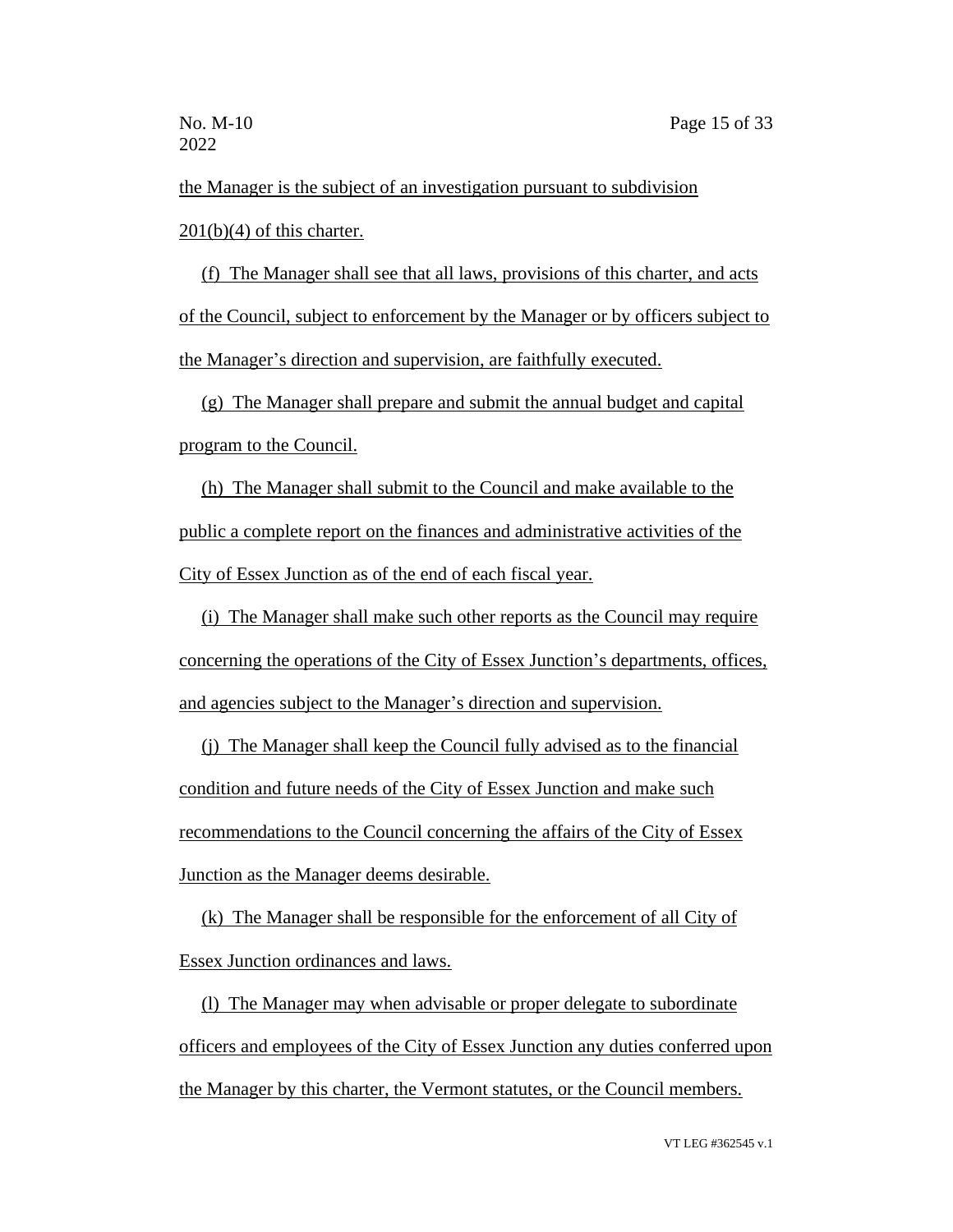the Manager is the subject of an investigation pursuant to subdivision 201(b)(4) of this charter.

(f) The Manager shall see that all laws, provisions of this charter, and acts of the Council, subject to enforcement by the Manager or by officers subject to the Manager's direction and supervision, are faithfully executed.

(g) The Manager shall prepare and submit the annual budget and capital program to the Council.

(h) The Manager shall submit to the Council and make available to the public a complete report on the finances and administrative activities of the City of Essex Junction as of the end of each fiscal year.

(i) The Manager shall make such other reports as the Council may require concerning the operations of the City of Essex Junction's departments, offices, and agencies subject to the Manager's direction and supervision.

(j) The Manager shall keep the Council fully advised as to the financial condition and future needs of the City of Essex Junction and make such recommendations to the Council concerning the affairs of the City of Essex Junction as the Manager deems desirable.

(k) The Manager shall be responsible for the enforcement of all City of Essex Junction ordinances and laws.

(l) The Manager may when advisable or proper delegate to subordinate officers and employees of the City of Essex Junction any duties conferred upon the Manager by this charter, the Vermont statutes, or the Council members.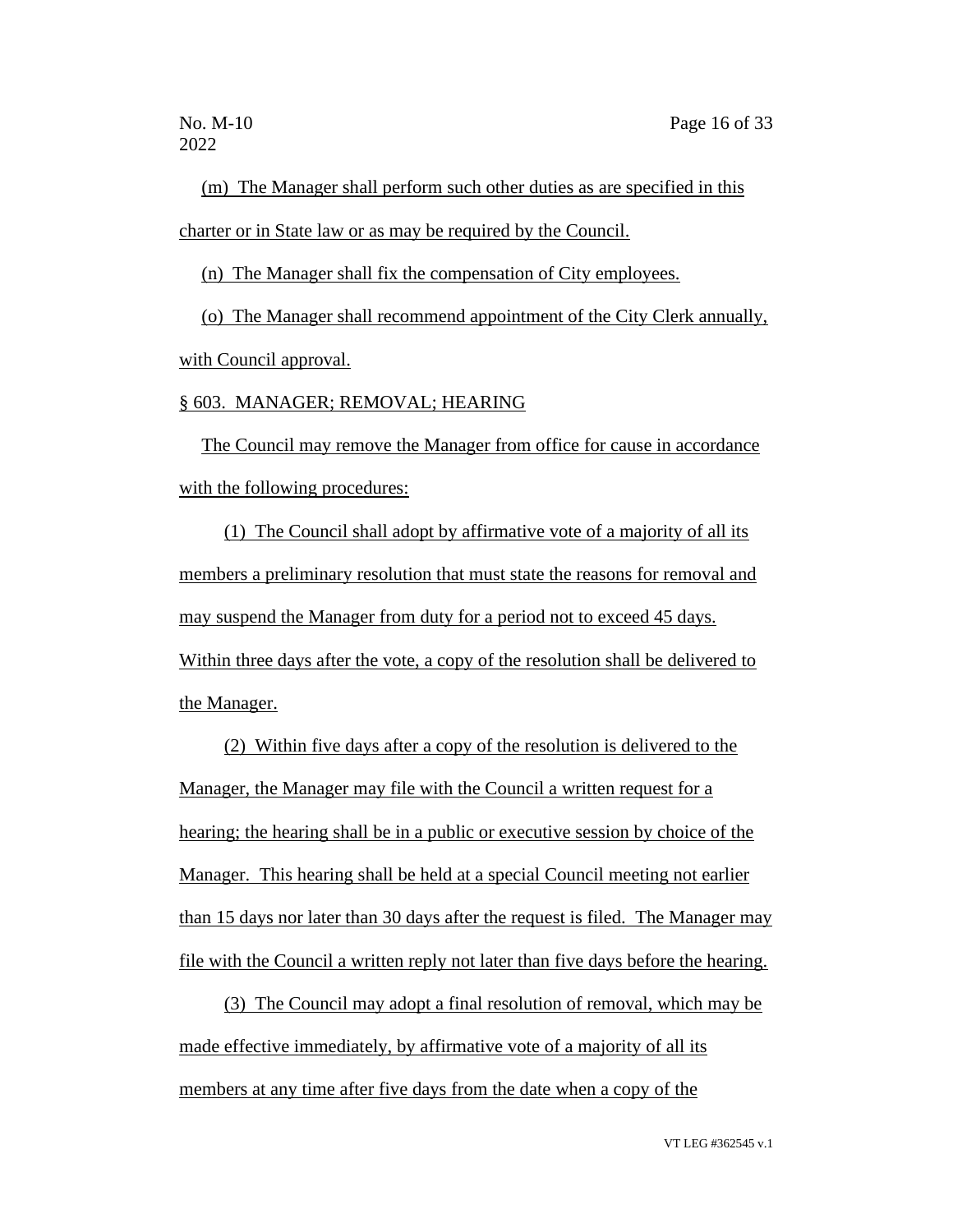(m) The Manager shall perform such other duties as are specified in this charter or in State law or as may be required by the Council.

(n) The Manager shall fix the compensation of City employees.

(o) The Manager shall recommend appointment of the City Clerk annually, with Council approval.

§ 603. MANAGER; REMOVAL; HEARING

The Council may remove the Manager from office for cause in accordance with the following procedures:

(1) The Council shall adopt by affirmative vote of a majority of all its members a preliminary resolution that must state the reasons for removal and may suspend the Manager from duty for a period not to exceed 45 days. Within three days after the vote, a copy of the resolution shall be delivered to the Manager.

(2) Within five days after a copy of the resolution is delivered to the Manager, the Manager may file with the Council a written request for a hearing; the hearing shall be in a public or executive session by choice of the Manager. This hearing shall be held at a special Council meeting not earlier than 15 days nor later than 30 days after the request is filed. The Manager may file with the Council a written reply not later than five days before the hearing.

(3) The Council may adopt a final resolution of removal, which may be made effective immediately, by affirmative vote of a majority of all its members at any time after five days from the date when a copy of the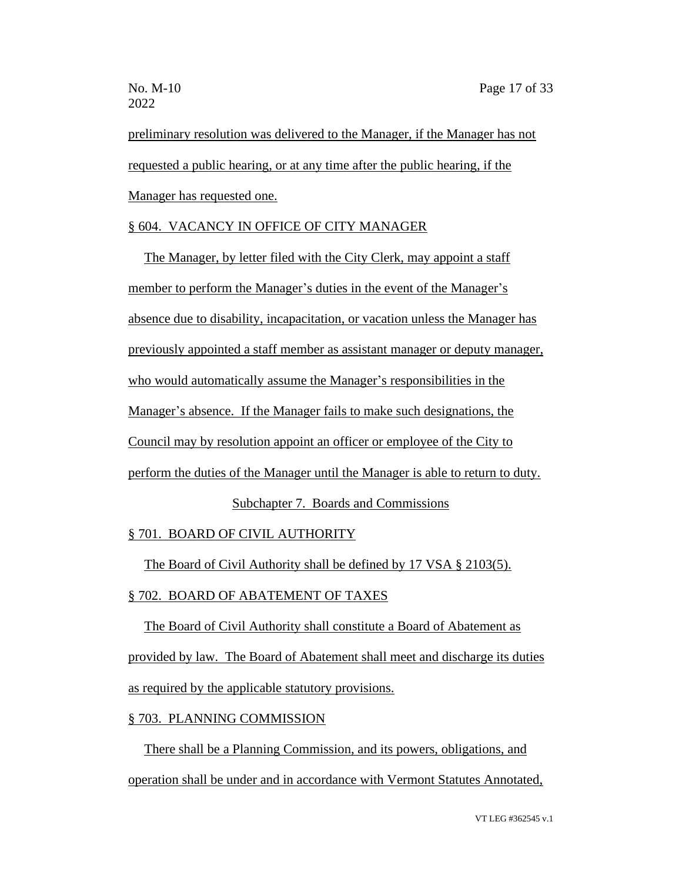preliminary resolution was delivered to the Manager, if the Manager has not requested a public hearing, or at any time after the public hearing, if the Manager has requested one.

§ 604. VACANCY IN OFFICE OF CITY MANAGER

The Manager, by letter filed with the City Clerk, may appoint a staff member to perform the Manager's duties in the event of the Manager's absence due to disability, incapacitation, or vacation unless the Manager has previously appointed a staff member as assistant manager or deputy manager, who would automatically assume the Manager's responsibilities in the Manager's absence. If the Manager fails to make such designations, the Council may by resolution appoint an officer or employee of the City to perform the duties of the Manager until the Manager is able to return to duty.

## Subchapter 7. Boards and Commissions

§ 701. BOARD OF CIVIL AUTHORITY

The Board of Civil Authority shall be defined by 17 VSA § 2103(5).

§ 702. BOARD OF ABATEMENT OF TAXES

The Board of Civil Authority shall constitute a Board of Abatement as provided by law. The Board of Abatement shall meet and discharge its duties as required by the applicable statutory provisions.

§ 703. PLANNING COMMISSION

There shall be a Planning Commission, and its powers, obligations, and operation shall be under and in accordance with Vermont Statutes Annotated,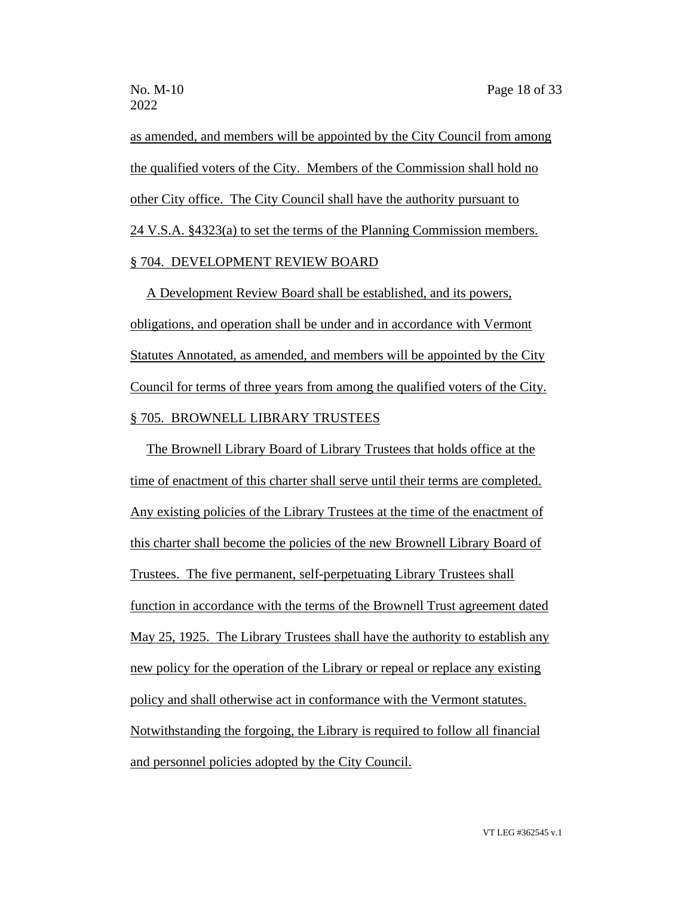as amended, and members will be appointed by the City Council from among the qualified voters of the City. Members of the Commission shall hold no other City office. The City Council shall have the authority pursuant to 24 V.S.A. §4323(a) to set the terms of the Planning Commission members.

§ 704. DEVELOPMENT REVIEW BOARD

A Development Review Board shall be established, and its powers, obligations, and operation shall be under and in accordance with Vermont Statutes Annotated, as amended, and members will be appointed by the City Council for terms of three years from among the qualified voters of the City.

§ 705. BROWNELL LIBRARY TRUSTEES

The Brownell Library Board of Library Trustees that holds office at the time of enactment of this charter shall serve until their terms are completed. Any existing policies of the Library Trustees at the time of the enactment of this charter shall become the policies of the new Brownell Library Board of Trustees. The five permanent, self-perpetuating Library Trustees shall function in accordance with the terms of the Brownell Trust agreement dated May 25, 1925. The Library Trustees shall have the authority to establish any new policy for the operation of the Library or repeal or replace any existing policy and shall otherwise act in conformance with the Vermont statutes. Notwithstanding the forgoing, the Library is required to follow all financial and personnel policies adopted by the City Council.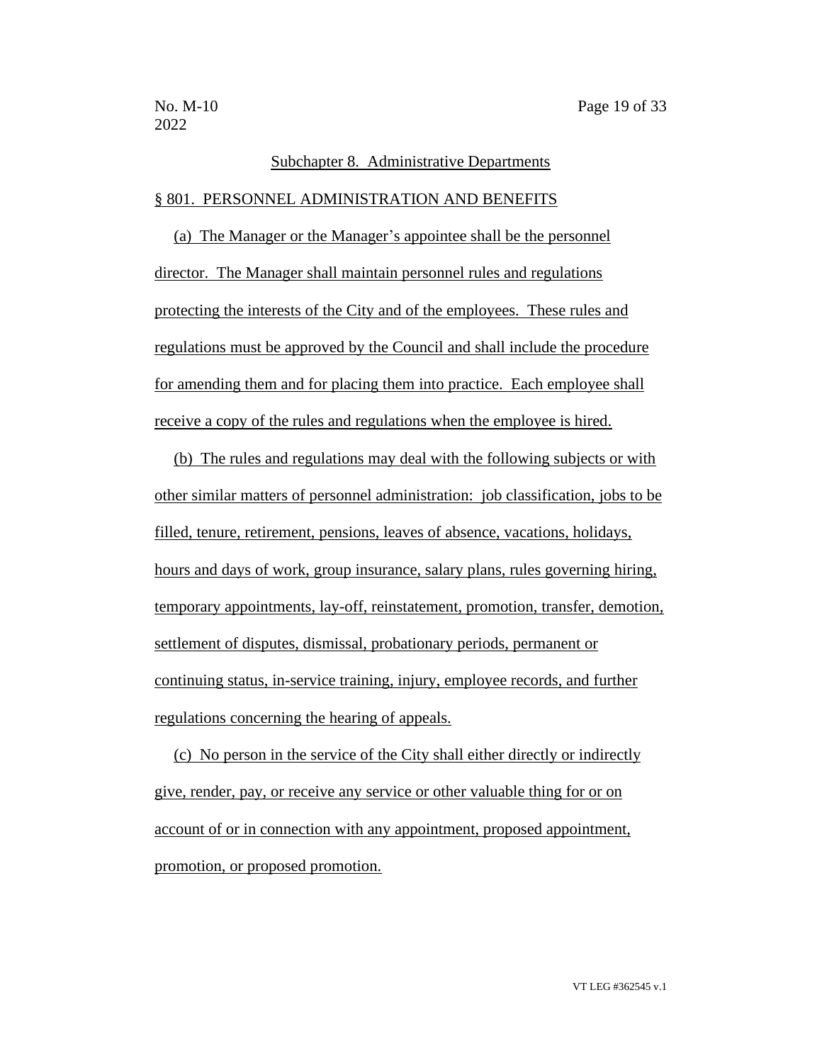## Subchapter 8. Administrative Departments

### § 801. PERSONNEL ADMINISTRATION AND BENEFITS

(a) The Manager or the Manager's appointee shall be the personnel director. The Manager shall maintain personnel rules and regulations protecting the interests of the City and of the employees. These rules and regulations must be approved by the Council and shall include the procedure for amending them and for placing them into practice. Each employee shall receive a copy of the rules and regulations when the employee is hired.

(b) The rules and regulations may deal with the following subjects or with other similar matters of personnel administration: job classification, jobs to be filled, tenure, retirement, pensions, leaves of absence, vacations, holidays, hours and days of work, group insurance, salary plans, rules governing hiring, temporary appointments, lay-off, reinstatement, promotion, transfer, demotion, settlement of disputes, dismissal, probationary periods, permanent or continuing status, in-service training, injury, employee records, and further regulations concerning the hearing of appeals.

(c) No person in the service of the City shall either directly or indirectly give, render, pay, or receive any service or other valuable thing for or on account of or in connection with any appointment, proposed appointment, promotion, or proposed promotion.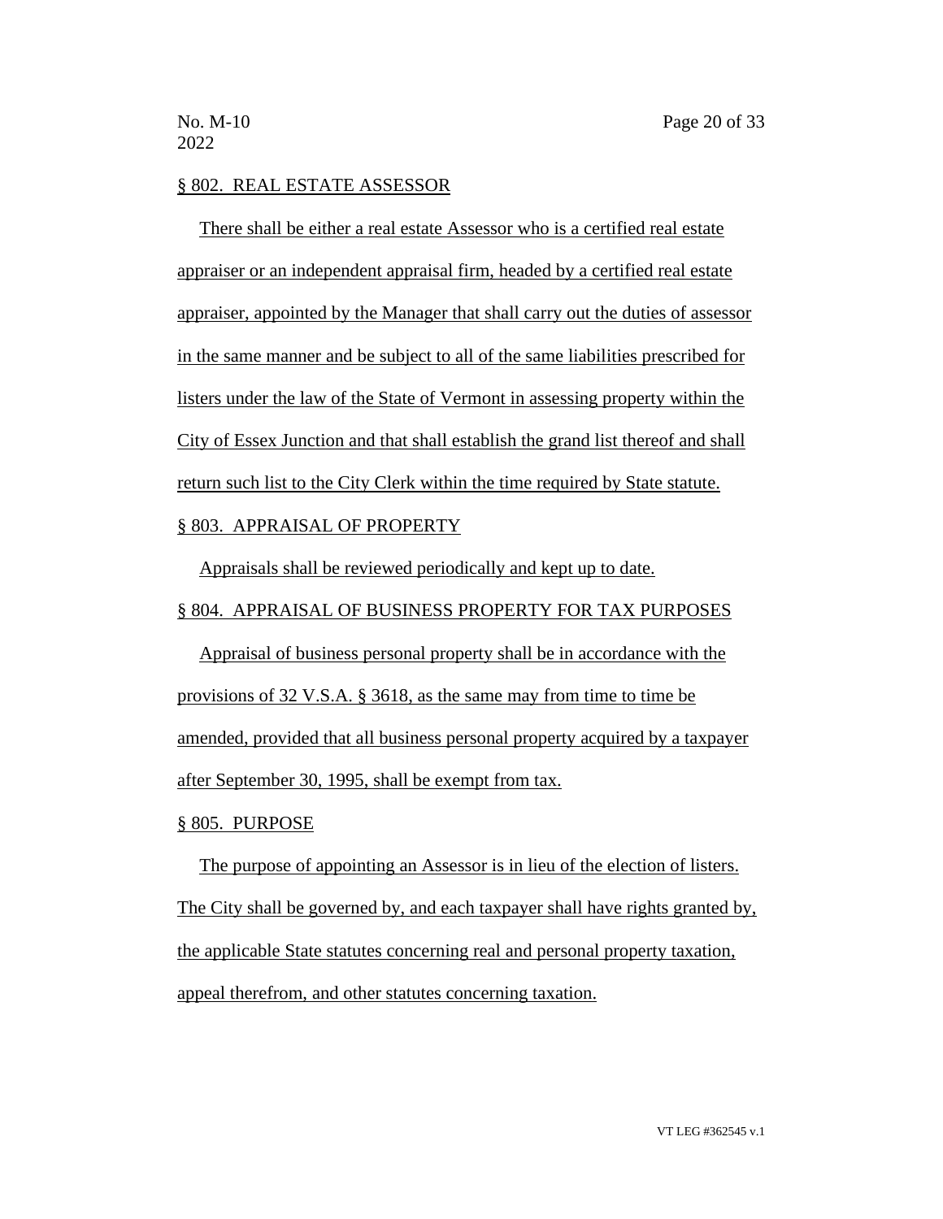§ 802. REAL ESTATE ASSESSOR

There shall be either a real estate Assessor who is a certified real estate appraiser or an independent appraisal firm, headed by a certified real estate appraiser, appointed by the Manager that shall carry out the duties of assessor in the same manner and be subject to all of the same liabilities prescribed for listers under the law of the State of Vermont in assessing property within the City of Essex Junction and that shall establish the grand list thereof and shall return such list to the City Clerk within the time required by State statute.

§ 803. APPRAISAL OF PROPERTY

Appraisals shall be reviewed periodically and kept up to date.

§ 804. APPRAISAL OF BUSINESS PROPERTY FOR TAX PURPOSES

Appraisal of business personal property shall be in accordance with the provisions of 32 V.S.A. § 3618, as the same may from time to time be amended, provided that all business personal property acquired by a taxpayer after September 30, 1995, shall be exempt from tax.

§ 805. PURPOSE

The purpose of appointing an Assessor is in lieu of the election of listers. The City shall be governed by, and each taxpayer shall have rights granted by, the applicable State statutes concerning real and personal property taxation, appeal therefrom, and other statutes concerning taxation.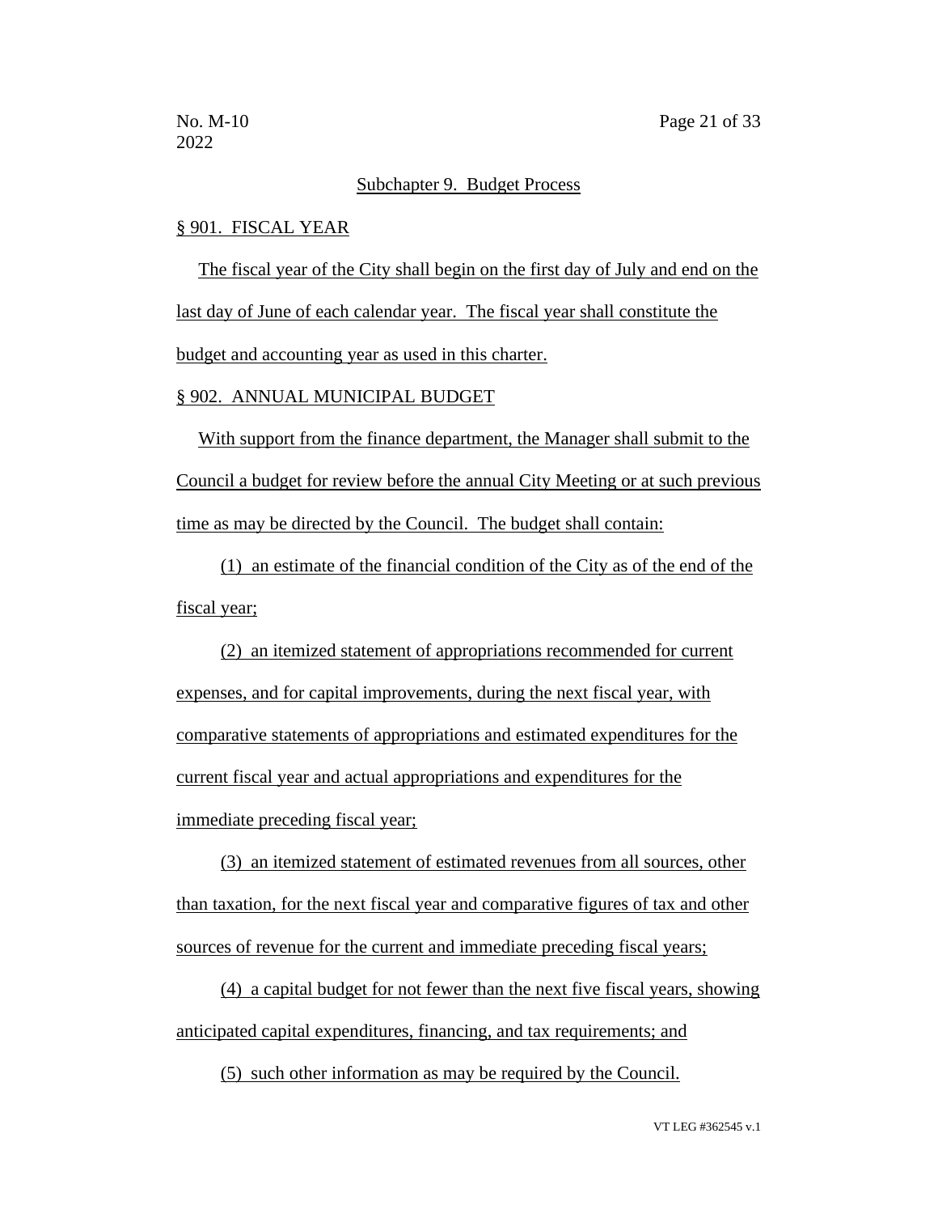## Subchapter 9. Budget Process

### § 901. FISCAL YEAR

The fiscal year of the City shall begin on the first day of July and end on the last day of June of each calendar year. The fiscal year shall constitute the budget and accounting year as used in this charter.

### § 902. ANNUAL MUNICIPAL BUDGET

With support from the finance department, the Manager shall submit to the Council a budget for review before the annual City Meeting or at such previous time as may be directed by the Council. The budget shall contain:

(1) an estimate of the financial condition of the City as of the end of the fiscal year;

(2) an itemized statement of appropriations recommended for current expenses, and for capital improvements, during the next fiscal year, with comparative statements of appropriations and estimated expenditures for the current fiscal year and actual appropriations and expenditures for the immediate preceding fiscal year;

(3) an itemized statement of estimated revenues from all sources, other than taxation, for the next fiscal year and comparative figures of tax and other sources of revenue for the current and immediate preceding fiscal years;

(4) a capital budget for not fewer than the next five fiscal years, showing anticipated capital expenditures, financing, and tax requirements; and

(5) such other information as may be required by the Council.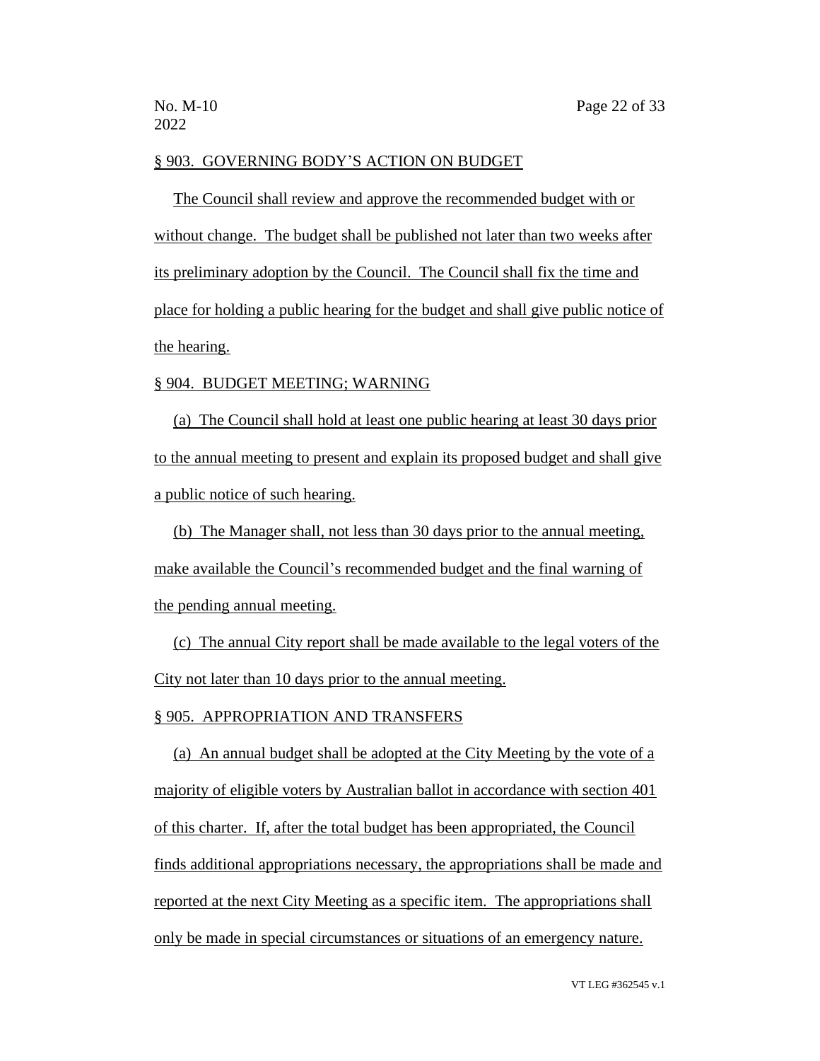## § 903. GOVERNING BODY'S ACTION ON BUDGET

The Council shall review and approve the recommended budget with or without change. The budget shall be published not later than two weeks after its preliminary adoption by the Council. The Council shall fix the time and place for holding a public hearing for the budget and shall give public notice of the hearing.

## § 904. BUDGET MEETING; WARNING

(a) The Council shall hold at least one public hearing at least 30 days prior to the annual meeting to present and explain its proposed budget and shall give a public notice of such hearing.

(b) The Manager shall, not less than 30 days prior to the annual meeting, make available the Council's recommended budget and the final warning of the pending annual meeting.

(c) The annual City report shall be made available to the legal voters of the City not later than 10 days prior to the annual meeting.

## § 905. APPROPRIATION AND TRANSFERS

(a) An annual budget shall be adopted at the City Meeting by the vote of a majority of eligible voters by Australian ballot in accordance with section 401 of this charter. If, after the total budget has been appropriated, the Council finds additional appropriations necessary, the appropriations shall be made and reported at the next City Meeting as a specific item. The appropriations shall only be made in special circumstances or situations of an emergency nature.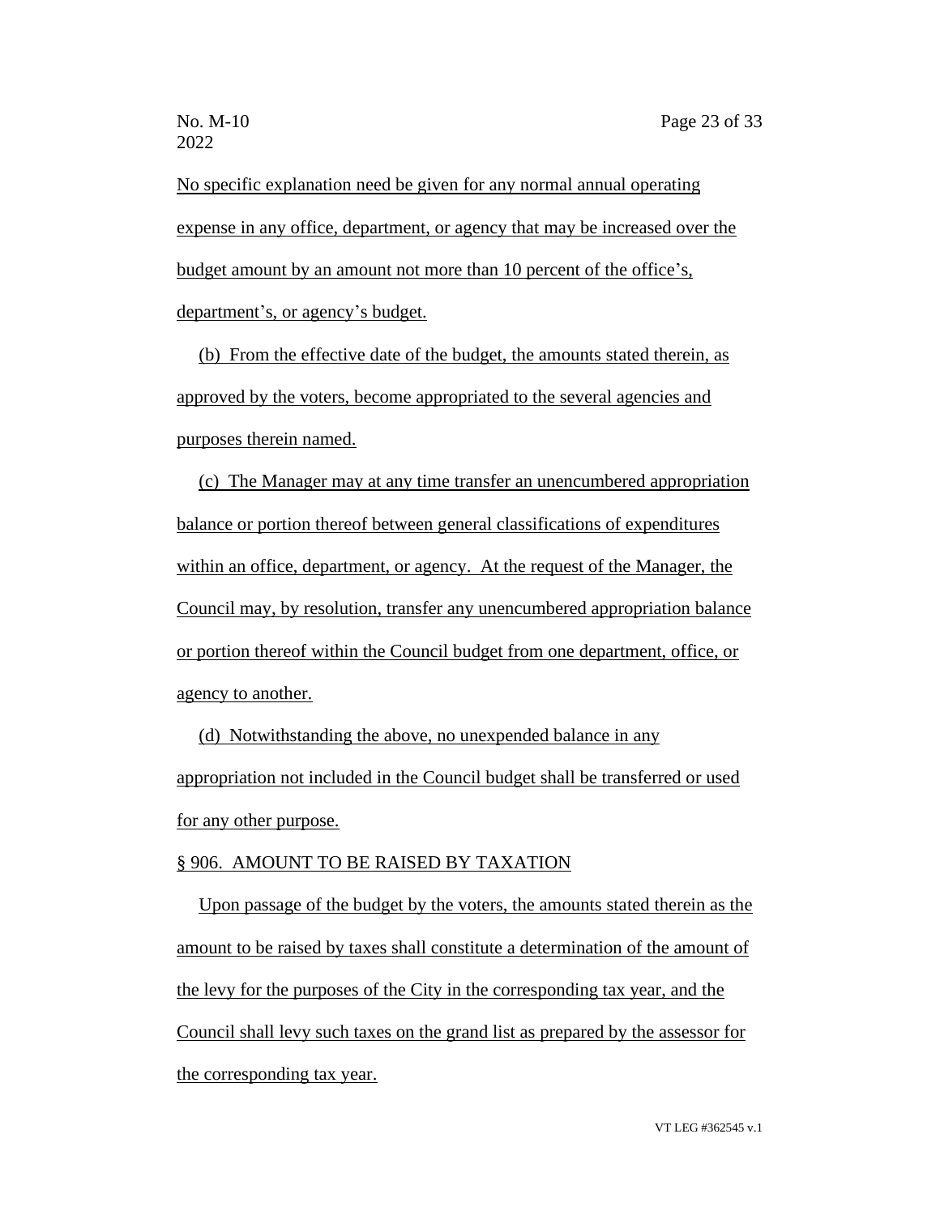No specific explanation need be given for any normal annual operating expense in any office, department, or agency that may be increased over the budget amount by an amount not more than 10 percent of the office's, department's, or agency's budget.

(b) From the effective date of the budget, the amounts stated therein, as approved by the voters, become appropriated to the several agencies and purposes therein named.

(c) The Manager may at any time transfer an unencumbered appropriation balance or portion thereof between general classifications of expenditures within an office, department, or agency. At the request of the Manager, the Council may, by resolution, transfer any unencumbered appropriation balance or portion thereof within the Council budget from one department, office, or agency to another.

(d) Notwithstanding the above, no unexpended balance in any appropriation not included in the Council budget shall be transferred or used for any other purpose.

§ 906. AMOUNT TO BE RAISED BY TAXATION

Upon passage of the budget by the voters, the amounts stated therein as the amount to be raised by taxes shall constitute a determination of the amount of the levy for the purposes of the City in the corresponding tax year, and the Council shall levy such taxes on the grand list as prepared by the assessor for the corresponding tax year.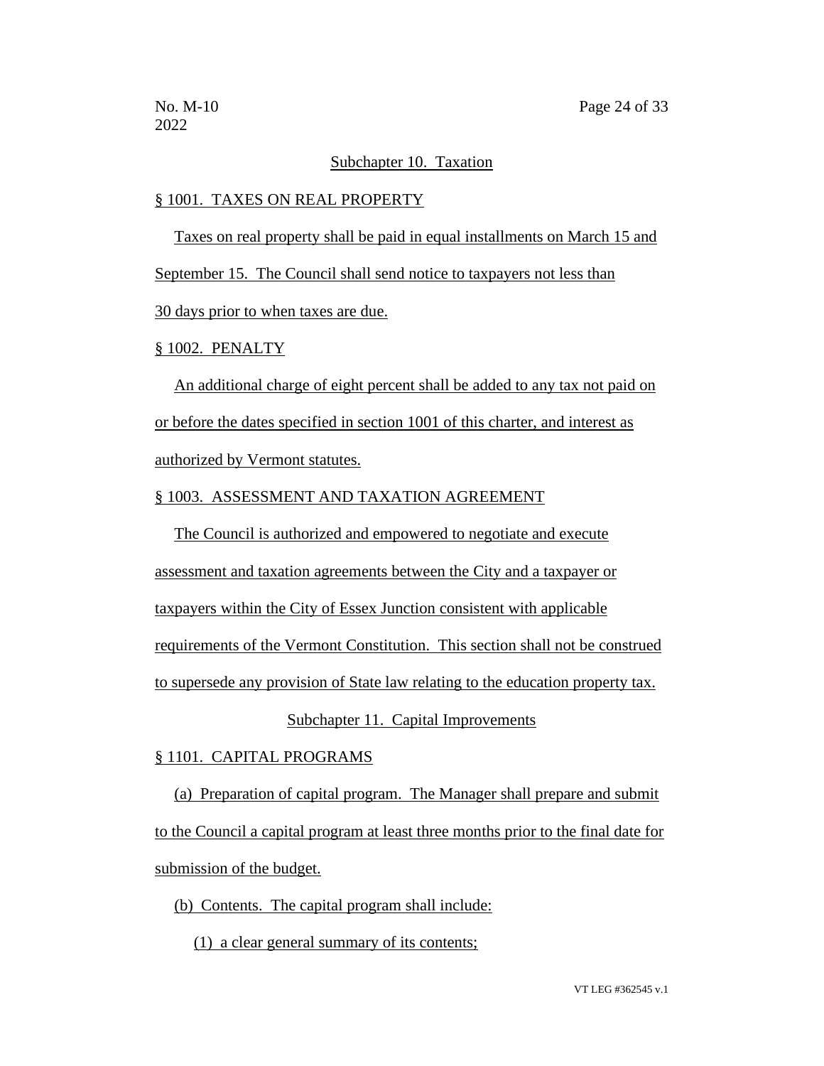Subchapter 10. Taxation

§ 1001. TAXES ON REAL PROPERTY

Taxes on real property shall be paid in equal installments on March 15 and September 15. The Council shall send notice to taxpayers not less than 30 days prior to when taxes are due.

§ 1002. PENALTY

An additional charge of eight percent shall be added to any tax not paid on or before the dates specified in section 1001 of this charter, and interest as authorized by Vermont statutes.

§ 1003. ASSESSMENT AND TAXATION AGREEMENT

The Council is authorized and empowered to negotiate and execute assessment and taxation agreements between the City and a taxpayer or taxpayers within the City of Essex Junction consistent with applicable requirements of the Vermont Constitution. This section shall not be construed to supersede any provision of State law relating to the education property tax.

Subchapter 11. Capital Improvements

§ 1101. CAPITAL PROGRAMS

(a) Preparation of capital program. The Manager shall prepare and submit to the Council a capital program at least three months prior to the final date for submission of the budget.

(b) Contents. The capital program shall include:

(1) a clear general summary of its contents;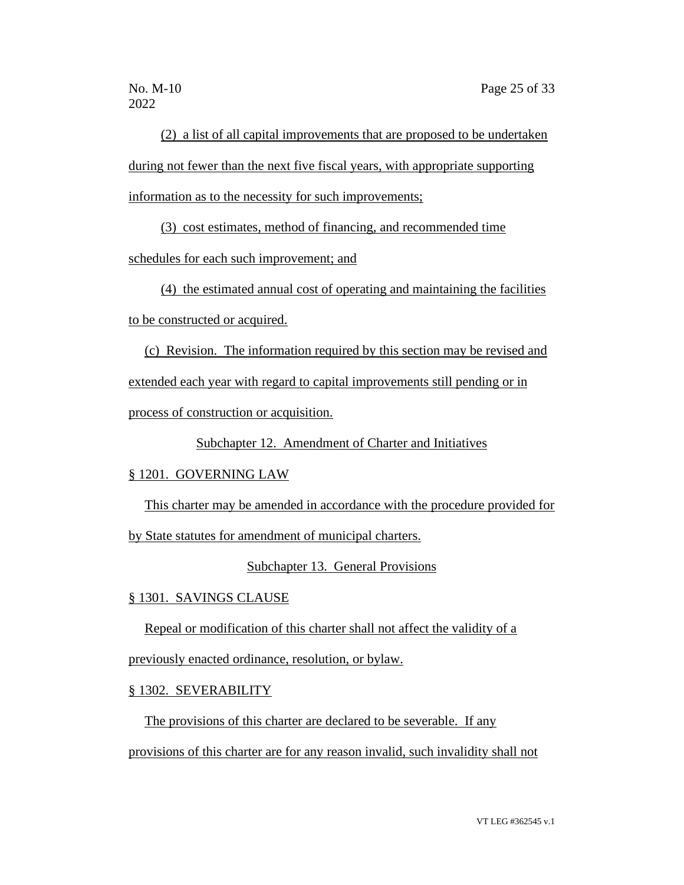(2) a list of all capital improvements that are proposed to be undertaken during not fewer than the next five fiscal years, with appropriate supporting information as to the necessity for such improvements;

(3) cost estimates, method of financing, and recommended time schedules for each such improvement; and

(4) the estimated annual cost of operating and maintaining the facilities to be constructed or acquired.

(c) Revision. The information required by this section may be revised and extended each year with regard to capital improvements still pending or in process of construction or acquisition.

Subchapter 12. Amendment of Charter and Initiatives

§ 1201. GOVERNING LAW

This charter may be amended in accordance with the procedure provided for by State statutes for amendment of municipal charters.

Subchapter 13. General Provisions

§ 1301. SAVINGS CLAUSE

Repeal or modification of this charter shall not affect the validity of a previously enacted ordinance, resolution, or bylaw.

§ 1302. SEVERABILITY

The provisions of this charter are declared to be severable. If any provisions of this charter are for any reason invalid, such invalidity shall not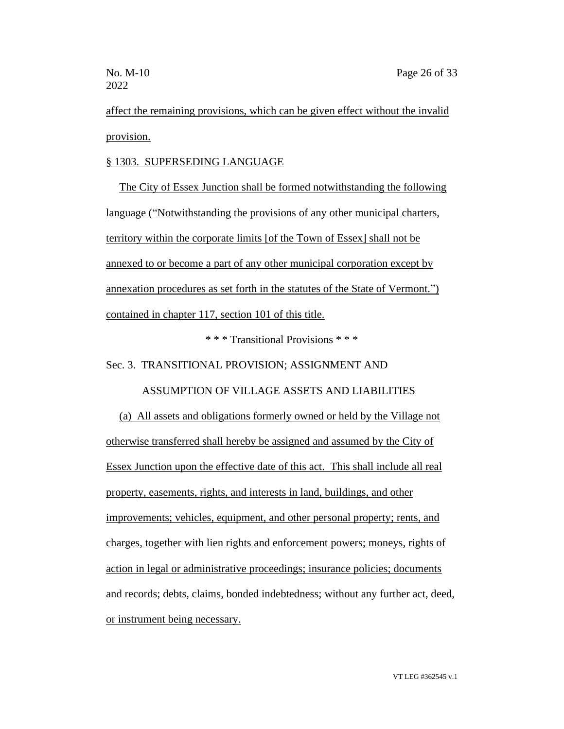affect the remaining provisions, which can be given effect without the invalid provision.

§ 1303. SUPERSEDING LANGUAGE

The City of Essex Junction shall be formed notwithstanding the following language ("Notwithstanding the provisions of any other municipal charters, territory within the corporate limits [of the Town of Essex] shall not be annexed to or become a part of any other municipal corporation except by annexation procedures as set forth in the statutes of the State of Vermont.") contained in chapter 117, section 101 of this title.

\* \* \* Transitional Provisions \* \* \*

Sec. 3. TRANSITIONAL PROVISION; ASSIGNMENT AND ASSUMPTION OF VILLAGE ASSETS AND LIABILITIES

(a) All assets and obligations formerly owned or held by the Village not otherwise transferred shall hereby be assigned and assumed by the City of Essex Junction upon the effective date of this act. This shall include all real property, easements, rights, and interests in land, buildings, and other improvements; vehicles, equipment, and other personal property; rents, and charges, together with lien rights and enforcement powers; moneys, rights of action in legal or administrative proceedings; insurance policies; documents and records; debts, claims, bonded indebtedness; without any further act, deed, or instrument being necessary.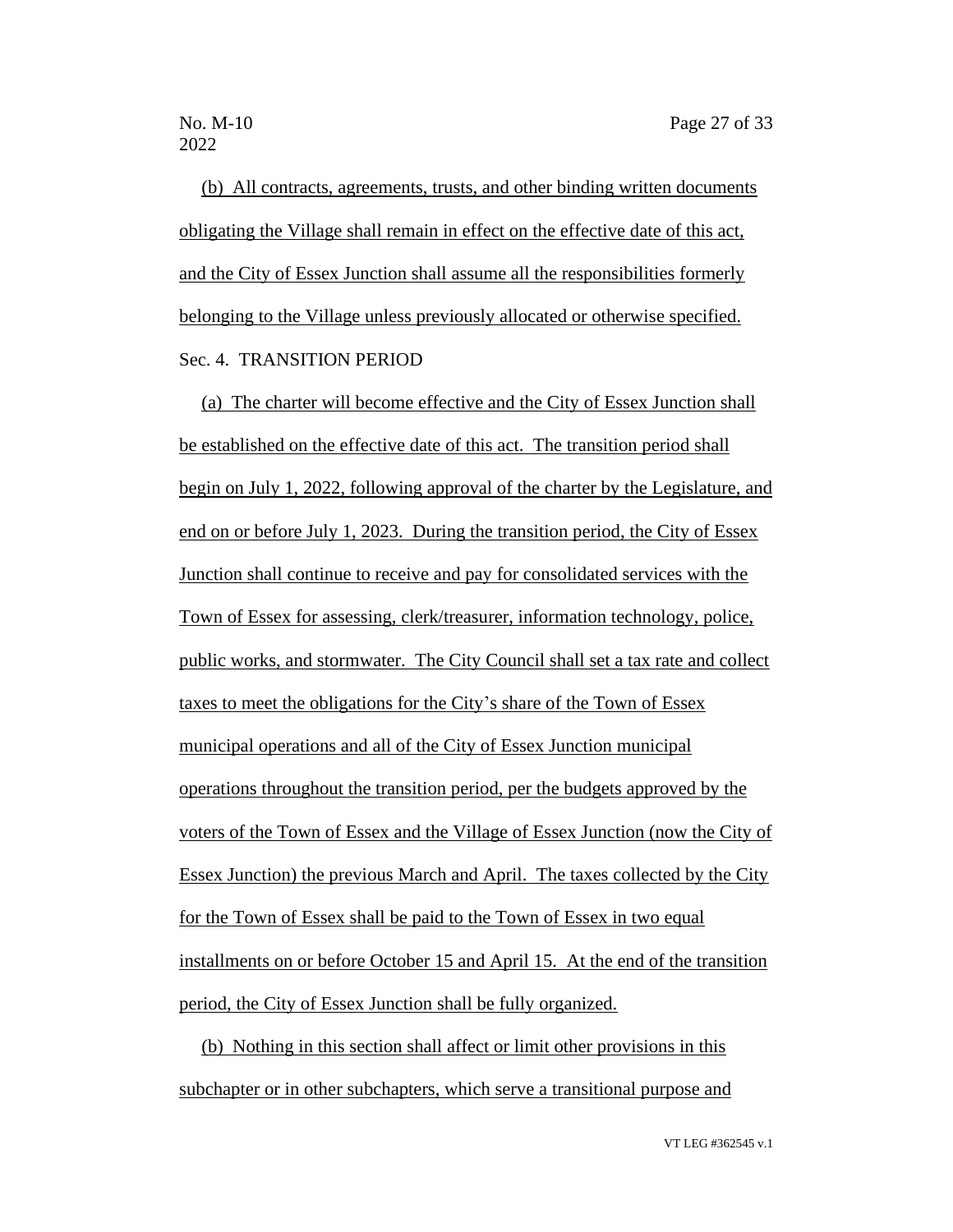(b) All contracts, agreements, trusts, and other binding written documents obligating the Village shall remain in effect on the effective date of this act, and the City of Essex Junction shall assume all the responsibilities formerly belonging to the Village unless previously allocated or otherwise specified.

Sec. 4. TRANSITION PERIOD

(a) The charter will become effective and the City of Essex Junction shall be established on the effective date of this act. The transition period shall begin on July 1, 2022, following approval of the charter by the Legislature, and end on or before July 1, 2023. During the transition period, the City of Essex Junction shall continue to receive and pay for consolidated services with the Town of Essex for assessing, clerk/treasurer, information technology, police, public works, and stormwater. The City Council shall set a tax rate and collect taxes to meet the obligations for the City's share of the Town of Essex municipal operations and all of the City of Essex Junction municipal operations throughout the transition period, per the budgets approved by the voters of the Town of Essex and the Village of Essex Junction (now the City of Essex Junction) the previous March and April. The taxes collected by the City for the Town of Essex shall be paid to the Town of Essex in two equal installments on or before October 15 and April 15. At the end of the transition period, the City of Essex Junction shall be fully organized.

(b) Nothing in this section shall affect or limit other provisions in this subchapter or in other subchapters, which serve a transitional purpose and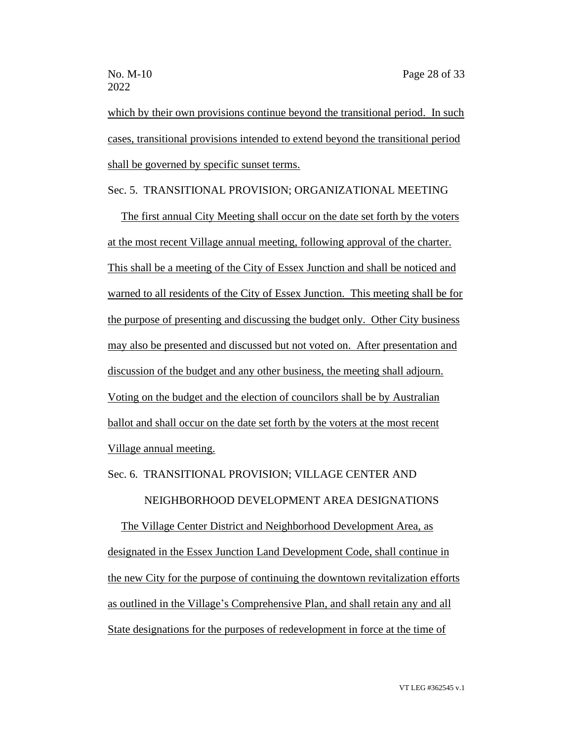which by their own provisions continue beyond the transitional period. In such cases, transitional provisions intended to extend beyond the transitional period shall be governed by specific sunset terms.

Sec. 5. TRANSITIONAL PROVISION; ORGANIZATIONAL MEETING

The first annual City Meeting shall occur on the date set forth by the voters at the most recent Village annual meeting, following approval of the charter. This shall be a meeting of the City of Essex Junction and shall be noticed and warned to all residents of the City of Essex Junction. This meeting shall be for the purpose of presenting and discussing the budget only. Other City business may also be presented and discussed but not voted on. After presentation and discussion of the budget and any other business, the meeting shall adjourn. Voting on the budget and the election of councilors shall be by Australian ballot and shall occur on the date set forth by the voters at the most recent Village annual meeting.

Sec. 6. TRANSITIONAL PROVISION; VILLAGE CENTER AND NEIGHBORHOOD DEVELOPMENT AREA DESIGNATIONS

The Village Center District and Neighborhood Development Area, as designated in the Essex Junction Land Development Code, shall continue in the new City for the purpose of continuing the downtown revitalization efforts as outlined in the Village's Comprehensive Plan, and shall retain any and all State designations for the purposes of redevelopment in force at the time of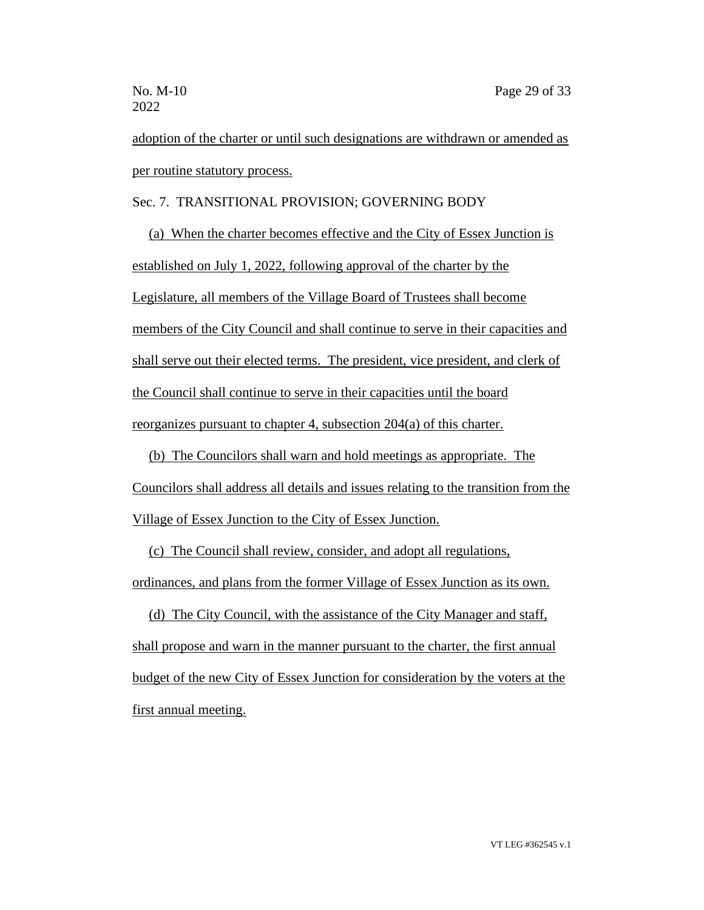adoption of the charter or until such designations are withdrawn or amended as per routine statutory process.

Sec. 7. TRANSITIONAL PROVISION; GOVERNING BODY

(a) When the charter becomes effective and the City of Essex Junction is established on July 1, 2022, following approval of the charter by the Legislature, all members of the Village Board of Trustees shall become members of the City Council and shall continue to serve in their capacities and shall serve out their elected terms. The president, vice president, and clerk of the Council shall continue to serve in their capacities until the board reorganizes pursuant to chapter 4, subsection 204(a) of this charter.

(b) The Councilors shall warn and hold meetings as appropriate. The Councilors shall address all details and issues relating to the transition from the Village of Essex Junction to the City of Essex Junction.

(c) The Council shall review, consider, and adopt all regulations, ordinances, and plans from the former Village of Essex Junction as its own.

(d) The City Council, with the assistance of the City Manager and staff, shall propose and warn in the manner pursuant to the charter, the first annual budget of the new City of Essex Junction for consideration by the voters at the first annual meeting.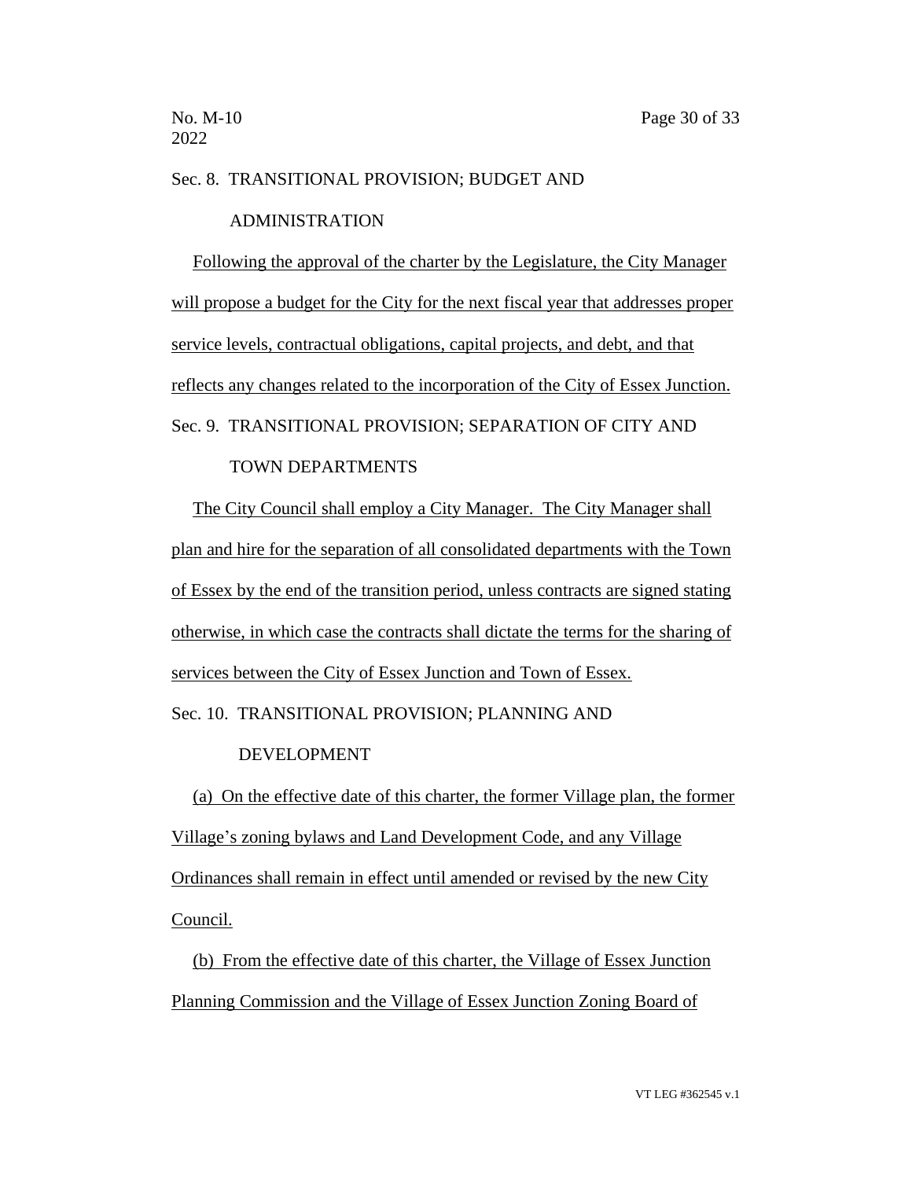Sec. 8. TRANSITIONAL PROVISION; BUDGET AND ADMINISTRATION

Following the approval of the charter by the Legislature, the City Manager will propose a budget for the City for the next fiscal year that addresses proper service levels, contractual obligations, capital projects, and debt, and that reflects any changes related to the incorporation of the City of Essex Junction.

Sec. 9. TRANSITIONAL PROVISION; SEPARATION OF CITY AND TOWN DEPARTMENTS

The City Council shall employ a City Manager. The City Manager shall plan and hire for the separation of all consolidated departments with the Town of Essex by the end of the transition period, unless contracts are signed stating otherwise, in which case the contracts shall dictate the terms for the sharing of services between the City of Essex Junction and Town of Essex.

Sec. 10. TRANSITIONAL PROVISION; PLANNING AND DEVELOPMENT

(a) On the effective date of this charter, the former Village plan, the former Village's zoning bylaws and Land Development Code, and any Village Ordinances shall remain in effect until amended or revised by the new City Council.

(b) From the effective date of this charter, the Village of Essex Junction Planning Commission and the Village of Essex Junction Zoning Board of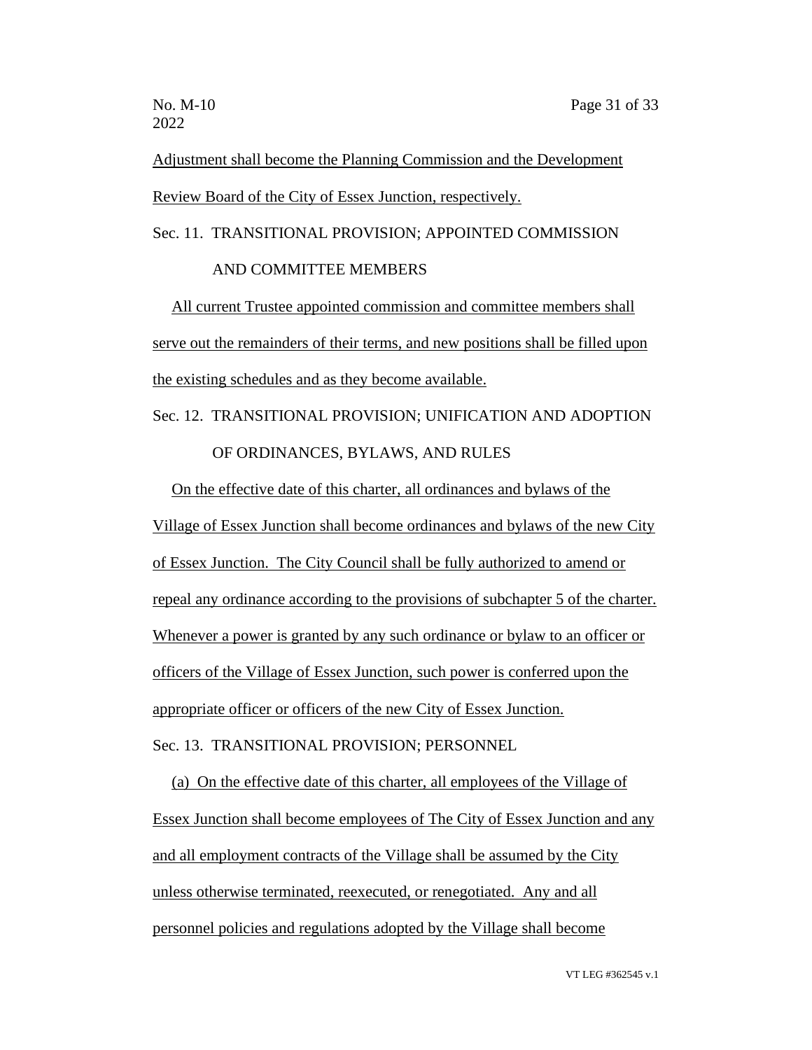Adjustment shall become the Planning Commission and the Development Review Board of the City of Essex Junction, respectively.

Sec. 11. TRANSITIONAL PROVISION; APPOINTED COMMISSION AND COMMITTEE MEMBERS

All current Trustee appointed commission and committee members shall serve out the remainders of their terms, and new positions shall be filled upon the existing schedules and as they become available.

Sec. 12. TRANSITIONAL PROVISION; UNIFICATION AND ADOPTION OF ORDINANCES, BYLAWS, AND RULES

On the effective date of this charter, all ordinances and bylaws of the Village of Essex Junction shall become ordinances and bylaws of the new City of Essex Junction. The City Council shall be fully authorized to amend or repeal any ordinance according to the provisions of subchapter 5 of the charter. Whenever a power is granted by any such ordinance or bylaw to an officer or officers of the Village of Essex Junction, such power is conferred upon the appropriate officer or officers of the new City of Essex Junction.

Sec. 13. TRANSITIONAL PROVISION; PERSONNEL

(a) On the effective date of this charter, all employees of the Village of Essex Junction shall become employees of The City of Essex Junction and any and all employment contracts of the Village shall be assumed by the City unless otherwise terminated, reexecuted, or renegotiated. Any and all personnel policies and regulations adopted by the Village shall become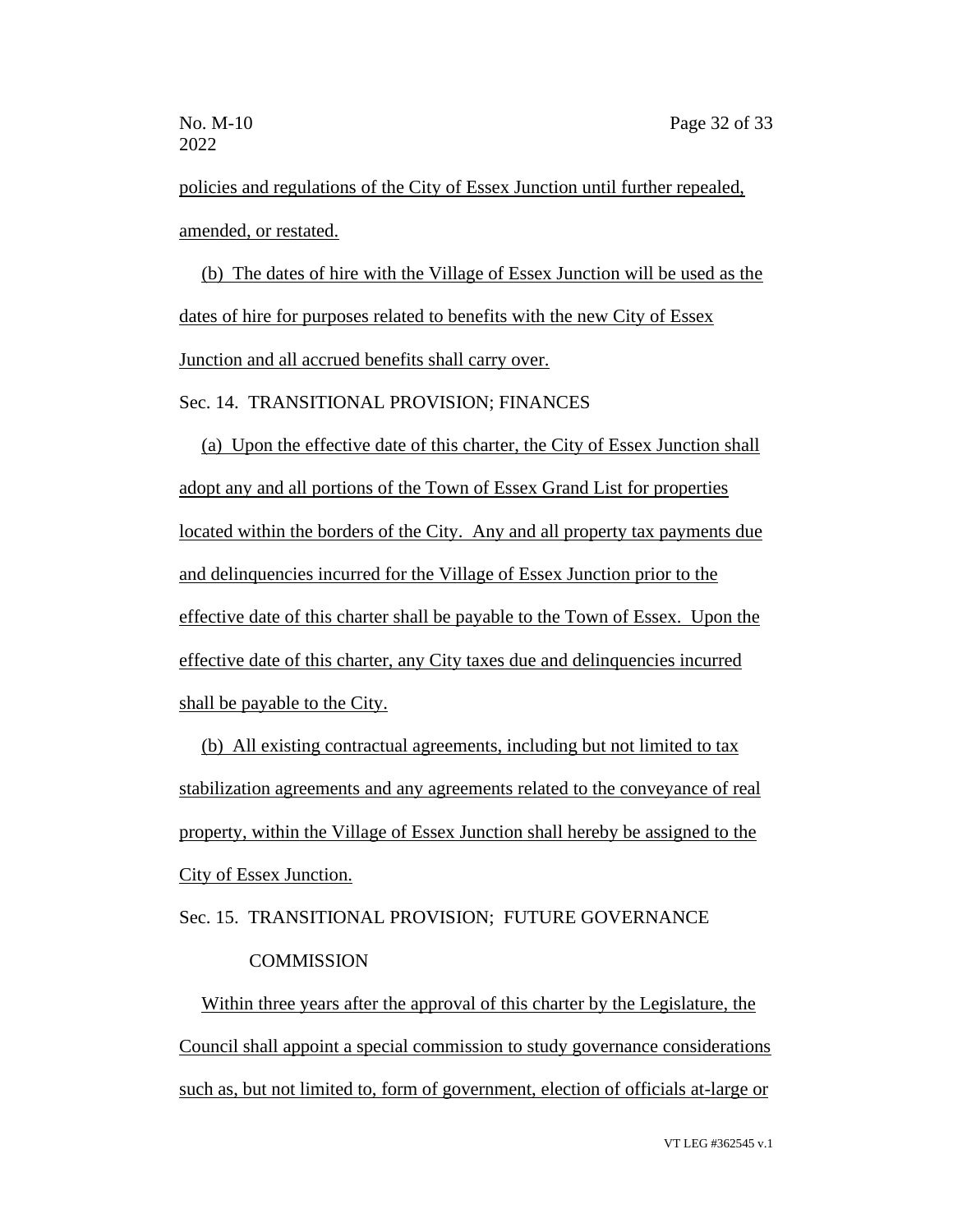policies and regulations of the City of Essex Junction until further repealed, amended, or restated.

(b) The dates of hire with the Village of Essex Junction will be used as the dates of hire for purposes related to benefits with the new City of Essex Junction and all accrued benefits shall carry over.

Sec. 14. TRANSITIONAL PROVISION; FINANCES

(a) Upon the effective date of this charter, the City of Essex Junction shall adopt any and all portions of the Town of Essex Grand List for properties located within the borders of the City. Any and all property tax payments due and delinquencies incurred for the Village of Essex Junction prior to the effective date of this charter shall be payable to the Town of Essex. Upon the effective date of this charter, any City taxes due and delinquencies incurred shall be payable to the City.

(b) All existing contractual agreements, including but not limited to tax stabilization agreements and any agreements related to the conveyance of real property, within the Village of Essex Junction shall hereby be assigned to the City of Essex Junction.

Sec. 15. TRANSITIONAL PROVISION; FUTURE GOVERNANCE COMMISSION

Within three years after the approval of this charter by the Legislature, the Council shall appoint a special commission to study governance considerations such as, but not limited to, form of government, election of officials at-large or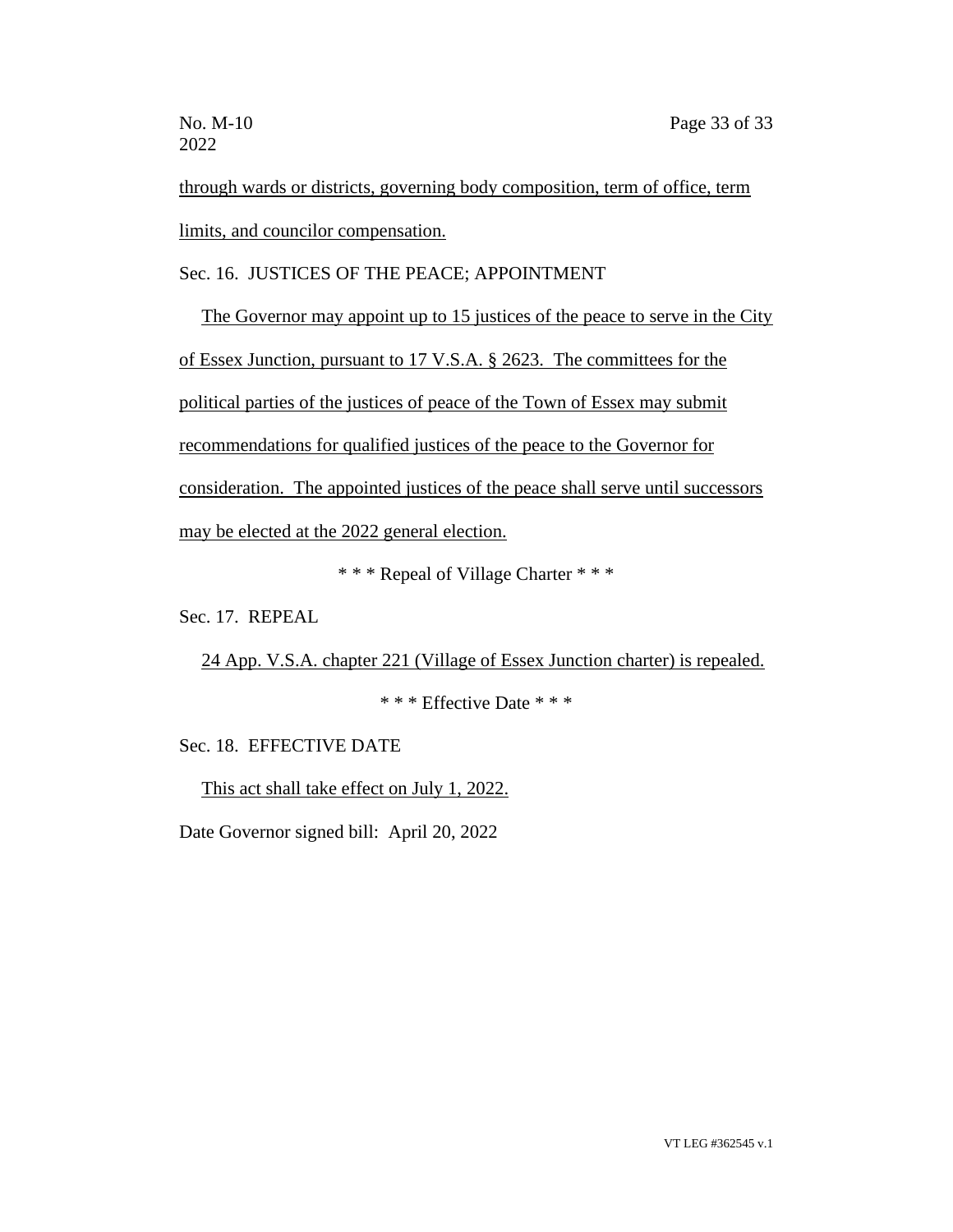through wards or districts, governing body composition, term of office, term limits, and councilor compensation.

Sec. 16. JUSTICES OF THE PEACE; APPOINTMENT

The Governor may appoint up to 15 justices of the peace to serve in the City of Essex Junction, pursuant to 17 V.S.A. § 2623. The committees for the political parties of the justices of peace of the Town of Essex may submit recommendations for qualified justices of the peace to the Governor for consideration. The appointed justices of the peace shall serve until successors may be elected at the 2022 general election.

\* \* \* Repeal of Village Charter \* \* \*

Sec. 17. REPEAL

24 App. V.S.A. chapter 221 (Village of Essex Junction charter) is repealed.

\* \* \* Effective Date \* \* \*

Sec. 18. EFFECTIVE DATE

This act shall take effect on July 1, 2022.

Date Governor signed bill: April 20, 2022